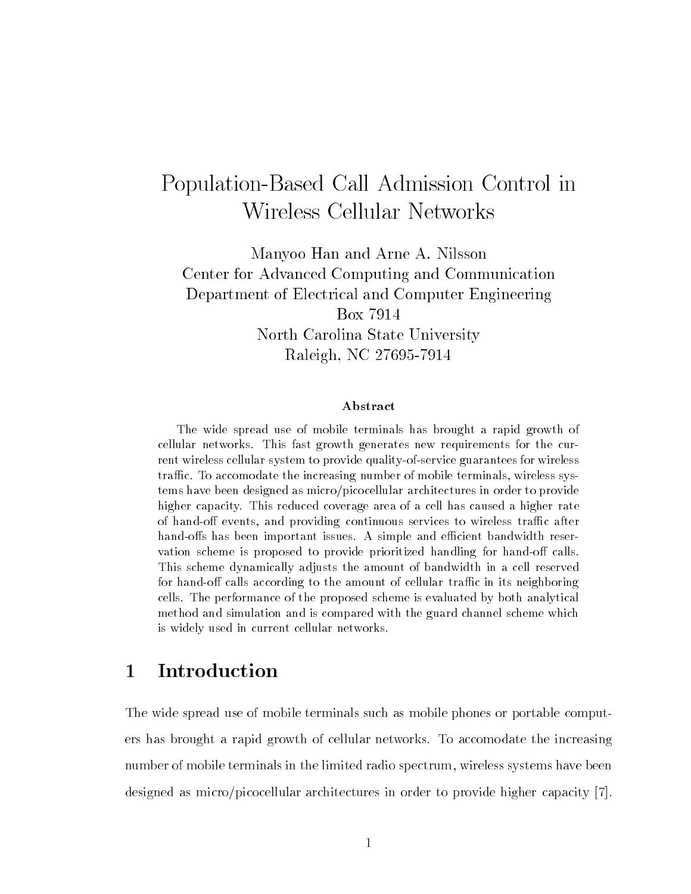# Population-Based Call Admission Control in Wireless Cellular Networks

Manyoo Han and Arne A. Nilsson
Center for Advanced Computing and Communication
Department of Electrical and Computer Engineering
Box 7914
North Carolina State University
Raleigh, NC 27695-7914

### Abstract

The wide spread use of mobile terminals has brought a rapid growth of cellular networks. This fast growth generates new requirements for the current wireless cellular system to provide quality-of-service guarantees for wireless traffic. To accomodate the increasing number of mobile terminals, wireless systems have been designed as micro/picocellular architectures in order to provide higher capacity. This reduced coverage area of a cell has caused a higher rate of hand-off events, and providing continuous services to wireless traffic after hand-offs has been important issues. A simple and efficient bandwidth reservation scheme is proposed to provide prioritized handling for hand-off calls. This scheme dynamically adjusts the amount of bandwidth in a cell reserved for hand-off calls according to the amount of cellular traffic in its neighboring cells. The performance of the proposed scheme is evaluated by both analytical method and simulation and is compared with the guard channel scheme which is widely used in current cellular networks.

## 1 Introduction

The wide spread use of mobile terminals such as mobile phones or portable computers has brought a rapid growth of cellular networks. To accomodate the increasing number of mobile terminals in the limited radio spectrum, wireless systems have been designed as micro/picocellular architectures in order to provide higher capacity [7].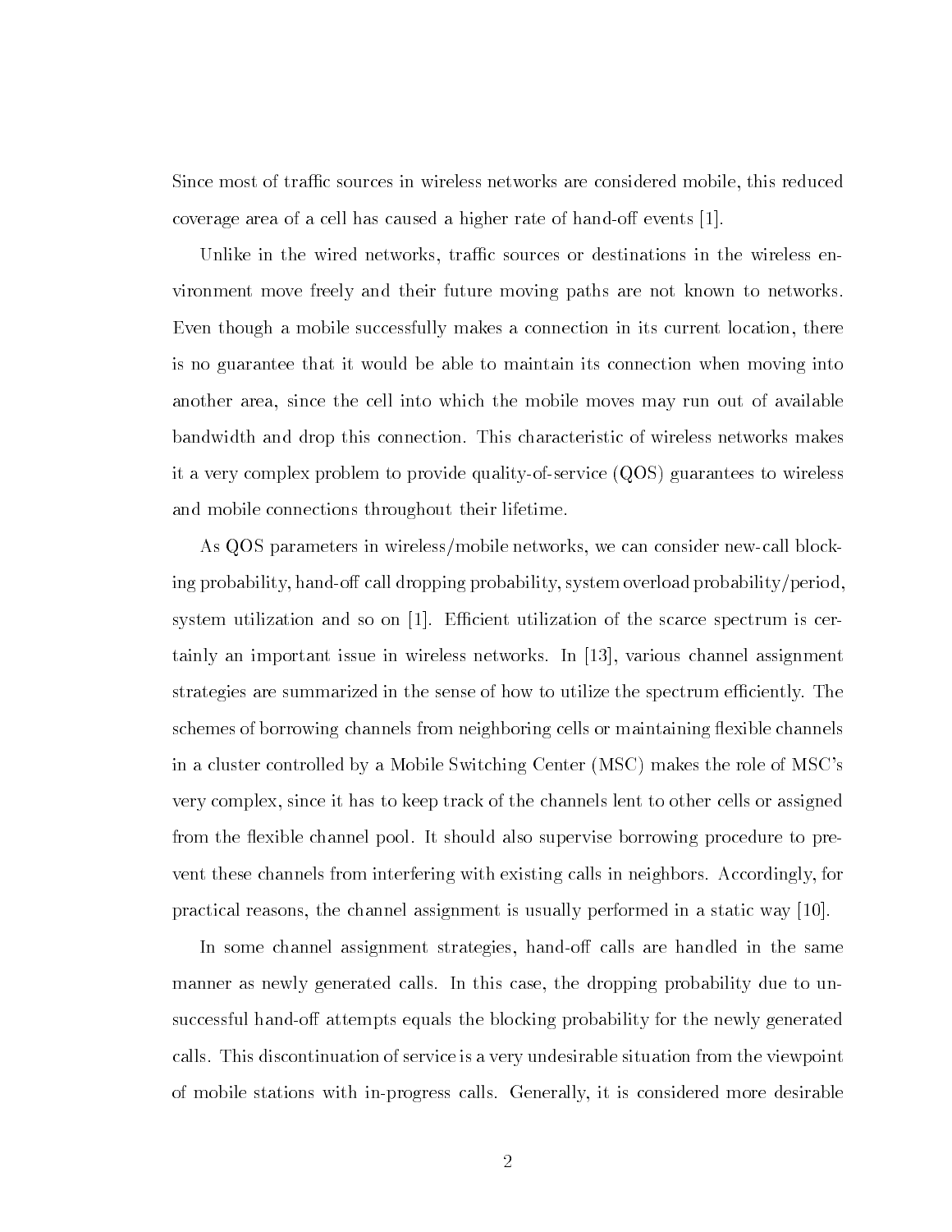Since most of traffic sources in wireless networks are considered mobile, this reduced coverage area of a cell has caused a higher rate of hand-off events [1].

Unlike in the wired networks, traffic sources or destinations in the wireless environment move freely and their future moving paths are not known to networks. Even though a mobile successfully makes a connection in its current location, there is no guarantee that it would be able to maintain its connection when moving into another area, since the cell into which the mobile moves may run out of available bandwidth and drop this connection. This characteristic of wireless networks makes it a very complex problem to provide quality-of-service (QOS) guarantees to wireless and mobile connections throughout their lifetime.

As QOS parameters in wireless/mobile networks, we can consider new-call blocking probability, hand-off call dropping probability, system overload probability/period, system utilization and so on [1]. Efficient utilization of the scarce spectrum is certainly an important issue in wireless networks. In [13], various channel assignment strategies are summarized in the sense of how to utilize the spectrum efficiently. The schemes of borrowing channels from neighboring cells or maintaining flexible channels in a cluster controlled by a Mobile Switching Center (MSC) makes the role of MSC's very complex, since it has to keep track of the channels lent to other cells or assigned from the flexible channel pool. It should also supervise borrowing procedure to prevent these channels from interfering with existing calls in neighbors. Accordingly, for practical reasons, the channel assignment is usually performed in a static way [10].

In some channel assignment strategies, hand-off calls are handled in the same manner as newly generated calls. In this case, the dropping probability due to unsuccessful hand-off attempts equals the blocking probability for the newly generated calls. This discontinuation of service is a very undesirable situation from the viewpoint of mobile stations with in-progress calls. Generally, it is considered more desirable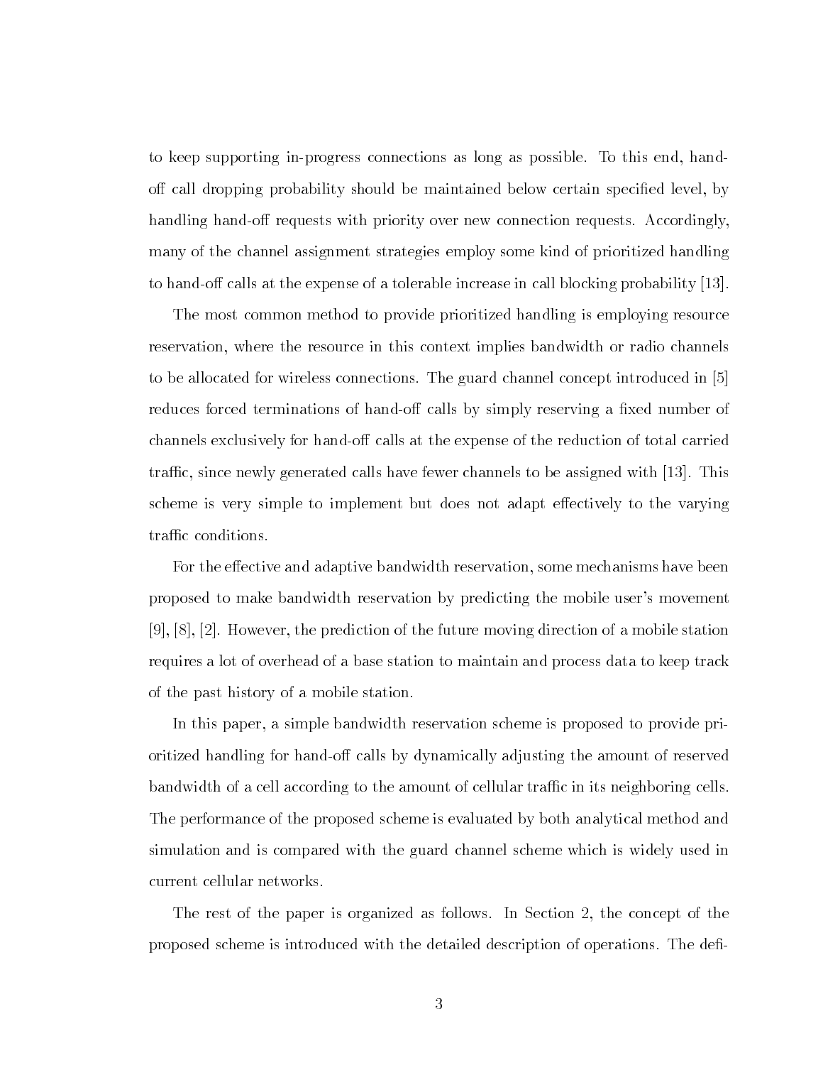to keep supporting in-progress connections as long as possible. To this end, hand-off call dropping probability should be maintained below certain specified level, by handling hand-off requests with priority over new connection requests. Accordingly, many of the channel assignment strategies employ some kind of prioritized handling to hand-off calls at the expense of a tolerable increase in call blocking probability [13].

The most common method to provide prioritized handling is employing resource reservation, where the resource in this context implies bandwidth or radio channels to be allocated for wireless connections. The guard channel concept introduced in [5] reduces forced terminations of hand-off calls by simply reserving a fixed number of channels exclusively for hand-off calls at the expense of the reduction of total carried traffic, since newly generated calls have fewer channels to be assigned with [13]. This scheme is very simple to implement but does not adapt effectively to the varying traffic conditions.

For the effective and adaptive bandwidth reservation, some mechanisms have been proposed to make bandwidth reservation by predicting the mobile user's movement [9], [8], [2]. However, the prediction of the future moving direction of a mobile station requires a lot of overhead of a base station to maintain and process data to keep track of the past history of a mobile station.

In this paper, a simple bandwidth reservation scheme is proposed to provide prioritized handling for hand-off calls by dynamically adjusting the amount of reserved bandwidth of a cell according to the amount of cellular traffic in its neighboring cells. The performance of the proposed scheme is evaluated by both analytical method and simulation and is compared with the guard channel scheme which is widely used in current cellular networks.

The rest of the paper is organized as follows. In Section 2, the concept of the proposed scheme is introduced with the detailed description of operations. The defi-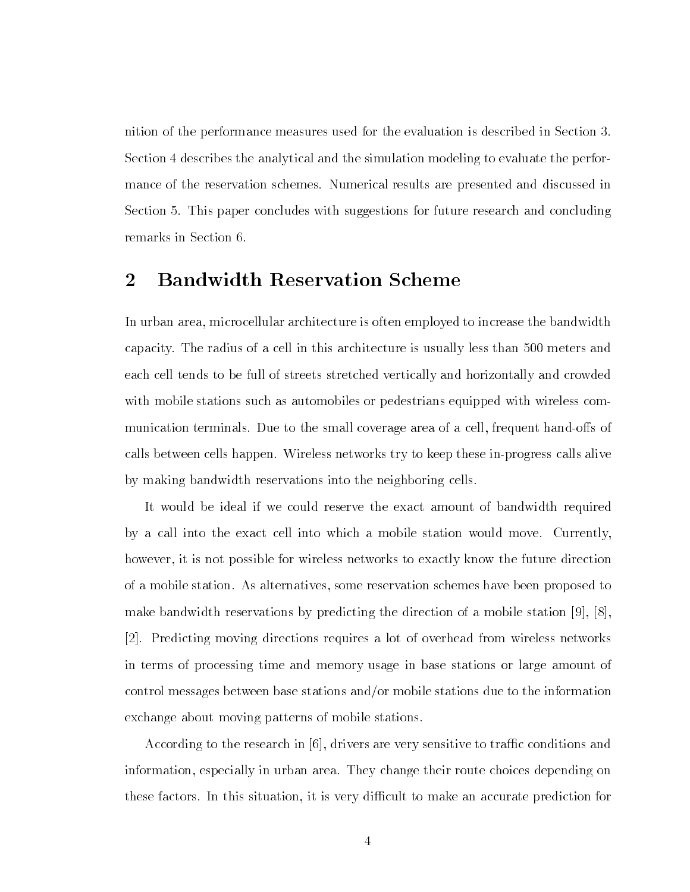nition of the performance measures used for the evaluation is described in Section 3. Section 4 describes the analytical and the simulation modeling to evaluate the performance of the reservation schemes. Numerical results are presented and discussed in Section 5. This paper concludes with suggestions for future research and concluding remarks in Section 6.

## 2 Bandwidth Reservation Scheme

In urban area, microcellular architecture is often employed to increase the bandwidth capacity. The radius of a cell in this architecture is usually less than 500 meters and each cell tends to be full of streets stretched vertically and horizontally and crowded with mobile stations such as automobiles or pedestrians equipped with wireless communication terminals. Due to the small coverage area of a cell, frequent hand-offs of calls between cells happen. Wireless networks try to keep these in-progress calls alive by making bandwidth reservations into the neighboring cells.

It would be ideal if we could reserve the exact amount of bandwidth required by a call into the exact cell into which a mobile station would move. Currently, however, it is not possible for wireless networks to exactly know the future direction of a mobile station. As alternatives, some reservation schemes have been proposed to make bandwidth reservations by predicting the direction of a mobile station [9], [8], [2]. Predicting moving directions requires a lot of overhead from wireless networks in terms of processing time and memory usage in base stations or large amount of control messages between base stations and/or mobile stations due to the information exchange about moving patterns of mobile stations.

According to the research in [6], drivers are very sensitive to traffic conditions and information, especially in urban area. They change their route choices depending on these factors. In this situation, it is very difficult to make an accurate prediction for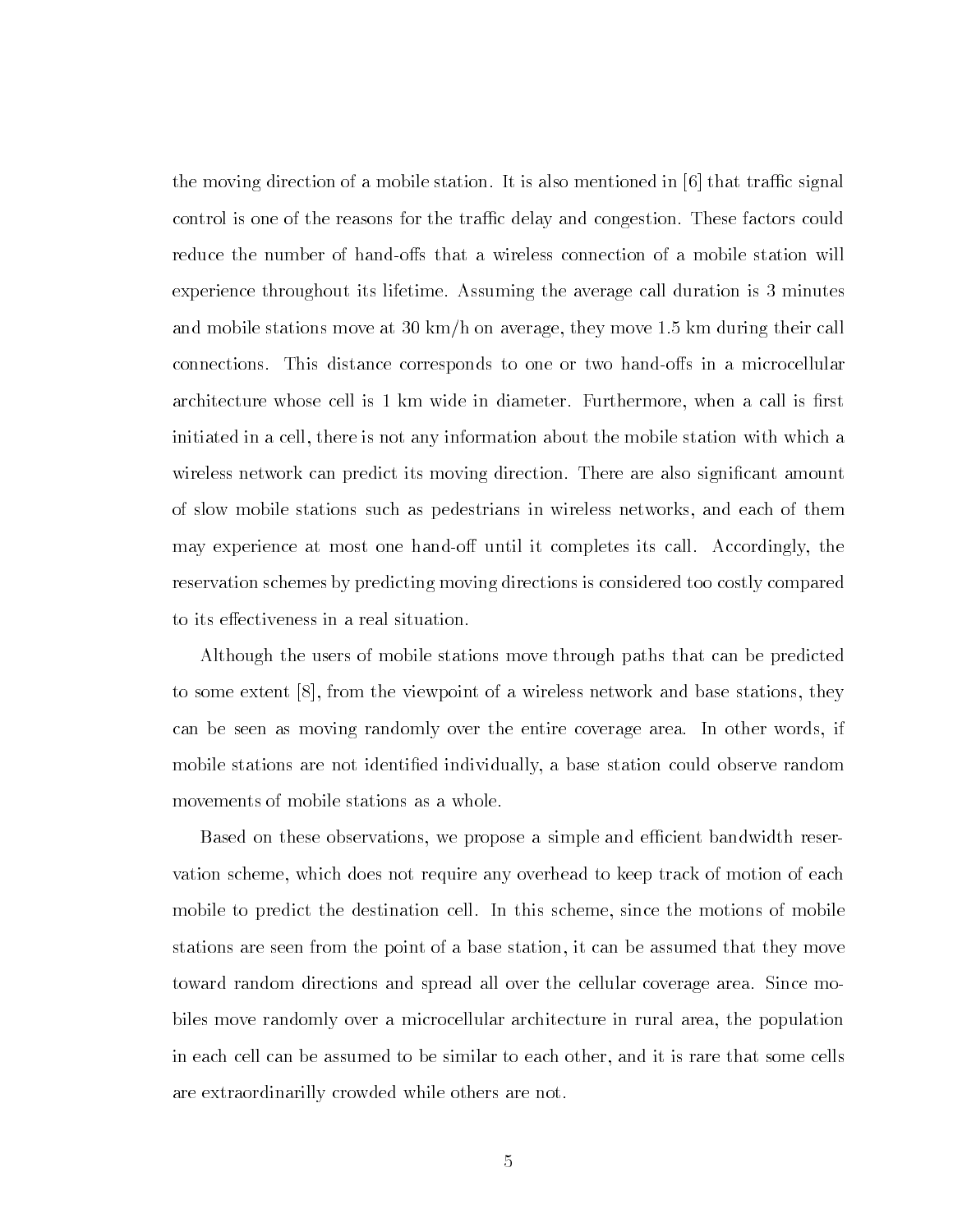the moving direction of a mobile station. It is also mentioned in [6] that traffic signal control is one of the reasons for the traffic delay and congestion. These factors could reduce the number of hand-offs that a wireless connection of a mobile station will experience throughout its lifetime. Assuming the average call duration is 3 minutes and mobile stations move at 30 km/h on average, they move 1.5 km during their call connections. This distance corresponds to one or two hand-offs in a microcellular architecture whose cell is 1 km wide in diameter. Furthermore, when a call is first initiated in a cell, there is not any information about the mobile station with which a wireless network can predict its moving direction. There are also significant amount of slow mobile stations such as pedestrians in wireless networks, and each of them may experience at most one hand-off until it completes its call. Accordingly, the reservation schemes by predicting moving directions is considered too costly compared to its effectiveness in a real situation.

Although the users of mobile stations move through paths that can be predicted to some extent [8], from the viewpoint of a wireless network and base stations, they can be seen as moving randomly over the entire coverage area. In other words, if mobile stations are not identified individually, a base station could observe random movements of mobile stations as a whole.

Based on these observations, we propose a simple and efficient bandwidth reservation scheme, which does not require any overhead to keep track of motion of each mobile to predict the destination cell. In this scheme, since the motions of mobile stations are seen from the point of a base station, it can be assumed that they move toward random directions and spread all over the cellular coverage area. Since mobiles move randomly over a microcellular architecture in rural area, the population in each cell can be assumed to be similar to each other, and it is rare that some cells are extraordinarilly crowded while others are not.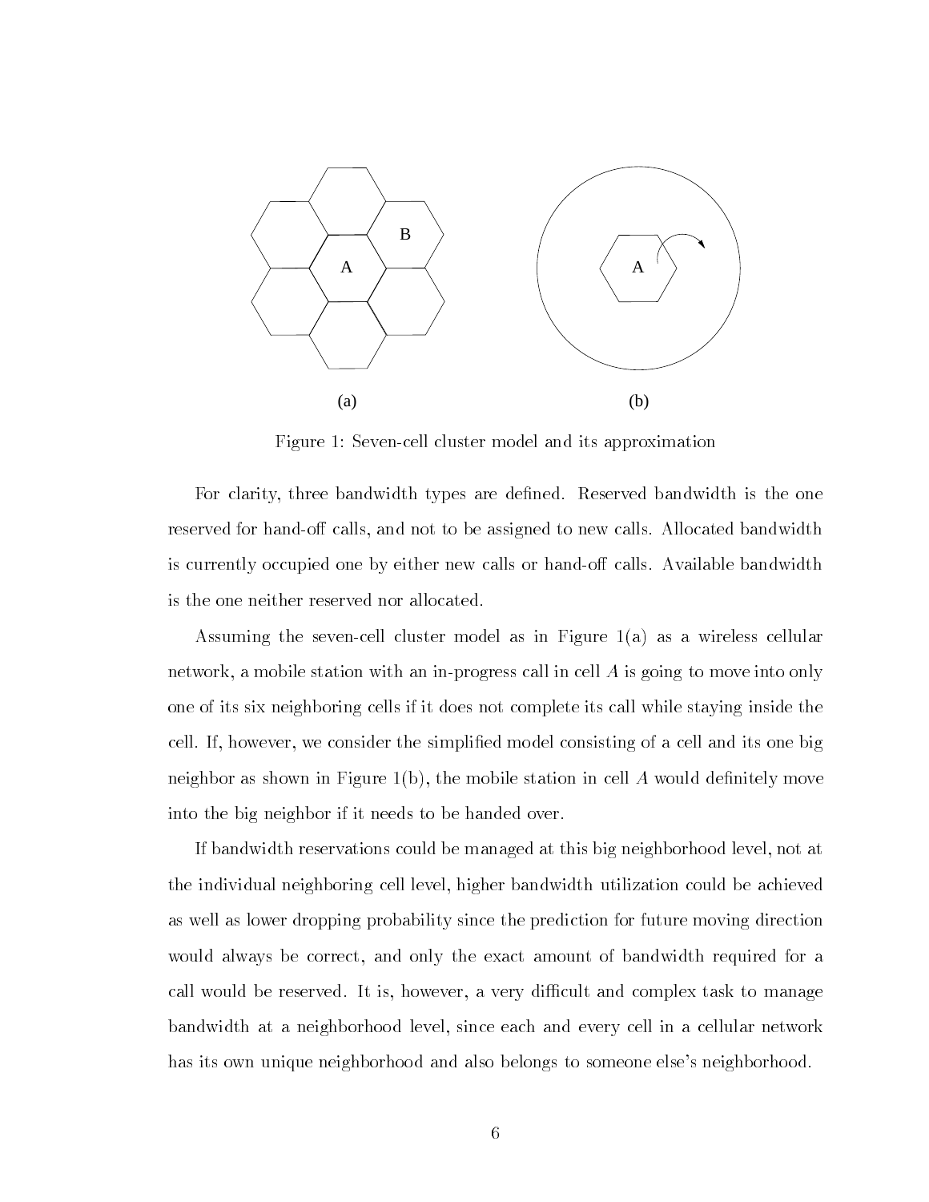(a) (b)

Figure 1: Seven-cell cluster model and its approximation

For clarity, three bandwidth types are defined. Reserved bandwidth is the one reserved for hand-off calls, and not to be assigned to new calls. Allocated bandwidth is currently occupied one by either new calls or hand-off calls. Available bandwidth is the one neither reserved nor allocated.

Assuming the seven-cell cluster model as in Figure 1(a) as a wireless cellular network, a mobile station with an in-progress call in cell $A$ is going to move into only one of its six neighboring cells if it does not complete its call while staying inside the cell. If, however, we consider the simplified model consisting of a cell and its one big neighbor as shown in Figure 1(b), the mobile station in cell $A$ would definitely move into the big neighbor if it needs to be handed over.

If bandwidth reservations could be managed at this big neighborhood level, not at the individual neighboring cell level, higher bandwidth utilization could be achieved as well as lower dropping probability since the prediction for future moving direction would always be correct, and only the exact amount of bandwidth required for a call would be reserved. It is, however, a very difficult and complex task to manage bandwidth at a neighborhood level, since each and every cell in a cellular network has its own unique neighborhood and also belongs to someone else's neighborhood.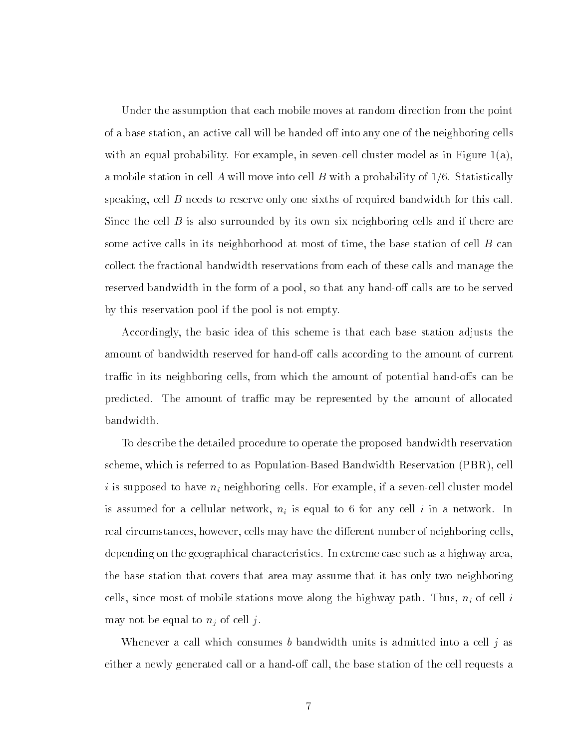Under the assumption that each mobile moves at random direction from the point of a base station, an active call will be handed off into any one of the neighboring cells with an equal probability. For example, in seven-cell cluster model as in Figure 1(a), a mobile station in cell $A$ will move into cell $B$ with a probability of 1/6. Statistically speaking, cell $B$ needs to reserve only one sixths of required bandwidth for this call. Since the cell $B$ is also surrounded by its own six neighboring cells and if there are some active calls in its neighborhood at most of time, the base station of cell $B$ can collect the fractional bandwidth reservations from each of these calls and manage the reserved bandwidth in the form of a pool, so that any hand-off calls are to be served by this reservation pool if the pool is not empty.

Accordingly, the basic idea of this scheme is that each base station adjusts the amount of bandwidth reserved for hand-off calls according to the amount of current traffic in its neighboring cells, from which the amount of potential hand-offs can be predicted. The amount of traffic may be represented by the amount of allocated bandwidth.

To describe the detailed procedure to operate the proposed bandwidth reservation scheme, which is referred to as Population-Based Bandwidth Reservation (PBR), cell $i$ is supposed to have $n_i$ neighboring cells. For example, if a seven-cell cluster model is assumed for a cellular network, $n_i$ is equal to 6 for any cell $i$ in a network. In real circumstances, however, cells may have the different number of neighboring cells, depending on the geographical characteristics. In extreme case such as a highway area, the base station that covers that area may assume that it has only two neighboring cells, since most of mobile stations move along the highway path. Thus, $n_i$ of cell $i$ may not be equal to $n_j$ of cell $j$.

Whenever a call which consumes $b$ bandwidth units is admitted into a cell $j$ as either a newly generated call or a hand-off call, the base station of the cell requests a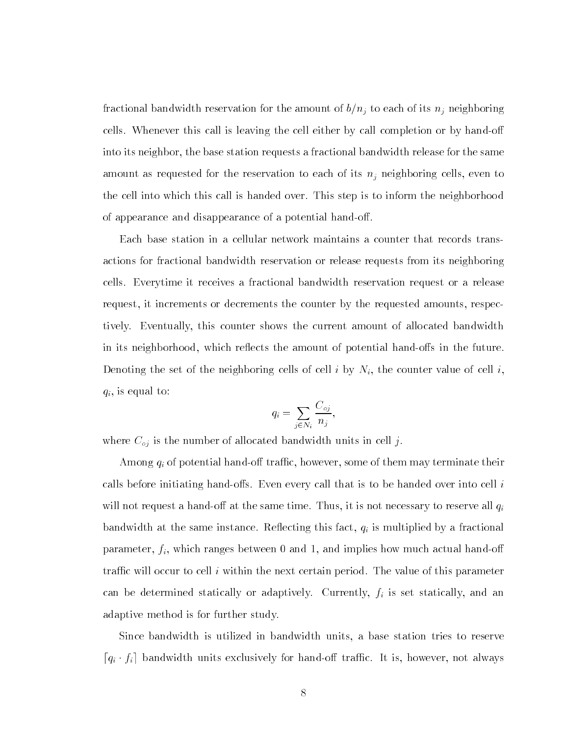fractional bandwidth reservation for the amount of $b/n_j$ to each of its $n_j$ neighboring cells. Whenever this call is leaving the cell either by call completion or by hand-off into its neighbor, the base station requests a fractional bandwidth release for the same amount as requested for the reservation to each of its $n_j$ neighboring cells, even to the cell into which this call is handed over. This step is to inform the neighborhood of appearance and disappearance of a potential hand-off.

Each base station in a cellular network maintains a counter that records transactions for fractional bandwidth reservation or release requests from its neighboring cells. Everytime it receives a fractional bandwidth reservation request or a release request, it increments or decrements the counter by the requested amounts, respectively. Eventually, this counter shows the current amount of allocated bandwidth in its neighborhood, which reflects the amount of potential hand-offs in the future. Denoting the set of the neighboring cells of cell $i$ by $N_i$, the counter value of cell $i$, $q_i$, is equal to:

$$q_i = \sum_{j \in N_i} \frac{C_{oj}}{n_j},$$

where $C_{oj}$ is the number of allocated bandwidth units in cell $j$.

Among $q_i$ of potential hand-off traffic, however, some of them may terminate their calls before initiating hand-offs. Even every call that is to be handed over into cell $i$ will not request a hand-off at the same time. Thus, it is not necessary to reserve all $q_i$ bandwidth at the same instance. Reflecting this fact, $q_i$ is multiplied by a fractional parameter, $f_i$, which ranges between 0 and 1, and implies how much actual hand-off traffic will occur to cell $i$ within the next certain period. The value of this parameter can be determined statically or adaptively. Currently, $f_i$ is set statically, and an adaptive method is for further study.

Since bandwidth is utilized in bandwidth units, a base station tries to reserve $\lceil q_i \cdot f_i \rceil$ bandwidth units exclusively for hand-off traffic. It is, however, not always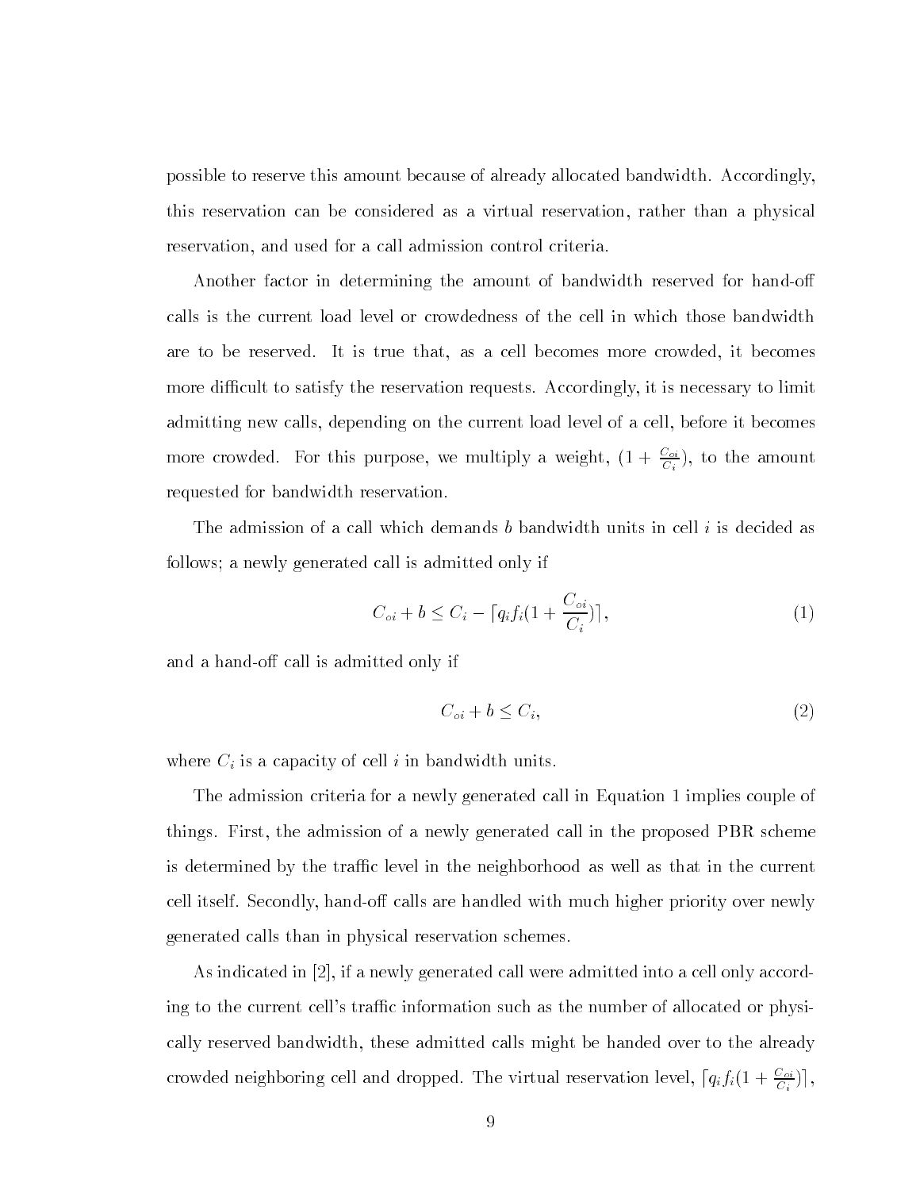possible to reserve this amount because of already allocated bandwidth. Accordingly, this reservation can be considered as a virtual reservation, rather than a physical reservation, and used for a call admission control criteria.

Another factor in determining the amount of bandwidth reserved for hand-off calls is the current load level or crowdedness of the cell in which those bandwidth are to be reserved. It is true that, as a cell becomes more crowded, it becomes more difficult to satisfy the reservation requests. Accordingly, it is necessary to limit admitting new calls, depending on the current load level of a cell, before it becomes more crowded. For this purpose, we multiply a weight, $(1 + \frac{C_{oi}}{C_i})$, to the amount requested for bandwidth reservation.

The admission of a call which demands $b$ bandwidth units in cell $i$ is decided as follows; a newly generated call is admitted only if

$$C_{oi} + b \leq C_i - \lceil q_i f_i (1 + \frac{C_{oi}}{C_i}) \rceil, \tag{1}$$

and a hand-off call is admitted only if

$$C_{oi} + b \leq C_i, \tag{2}$$

where $C_i$ is a capacity of cell $i$ in bandwidth units.

The admission criteria for a newly generated call in Equation 1 implies couple of things. First, the admission of a newly generated call in the proposed PBR scheme is determined by the traffic level in the neighborhood as well as that in the current cell itself. Secondly, hand-off calls are handled with much higher priority over newly generated calls than in physical reservation schemes.

As indicated in [2], if a newly generated call were admitted into a cell only according to the current cell's traffic information such as the number of allocated or physically reserved bandwidth, these admitted calls might be handed over to the already crowded neighboring cell and dropped. The virtual reservation level, $\lceil q_i f_i (1 + \frac{C_{oi}}{C_i}) \rceil$,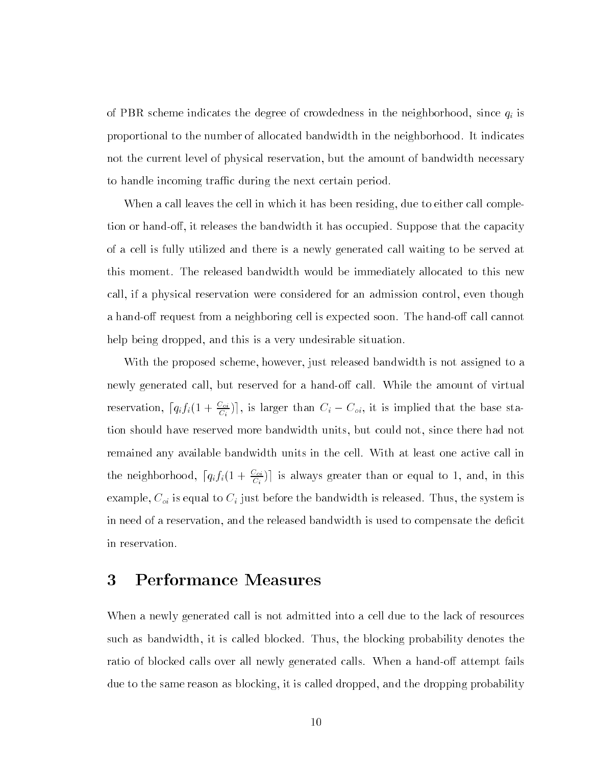of PBR scheme indicates the degree of crowdedness in the neighborhood, since $q_i$ is proportional to the number of allocated bandwidth in the neighborhood. It indicates not the current level of physical reservation, but the amount of bandwidth necessary to handle incoming traffic during the next certain period.

When a call leaves the cell in which it has been residing, due to either call completion or hand-off, it releases the bandwidth it has occupied. Suppose that the capacity of a cell is fully utilized and there is a newly generated call waiting to be served at this moment. The released bandwidth would be immediately allocated to this new call, if a physical reservation were considered for an admission control, even though a hand-off request from a neighboring cell is expected soon. The hand-off call cannot help being dropped, and this is a very undesirable situation.

With the proposed scheme, however, just released bandwidth is not assigned to a newly generated call, but reserved for a hand-off call. While the amount of virtual reservation, $\lceil q_i f_i (1 + \frac{C_{oi}}{C_i}) \rceil$, is larger than $C_i - C_{oi}$, it is implied that the base station should have reserved more bandwidth units, but could not, since there had not remained any available bandwidth units in the cell. With at least one active call in the neighborhood, $\lceil q_i f_i (1 + \frac{C_{oi}}{C_i}) \rceil$ is always greater than or equal to 1, and, in this example, $C_{oi}$ is equal to $C_i$ just before the bandwidth is released. Thus, the system is in need of a reservation, and the released bandwidth is used to compensate the deficit in reservation.

# 3 Performance Measures

When a newly generated call is not admitted into a cell due to the lack of resources such as bandwidth, it is called blocked. Thus, the blocking probability denotes the ratio of blocked calls over all newly generated calls. When a hand-off attempt fails due to the same reason as blocking, it is called dropped, and the dropping probability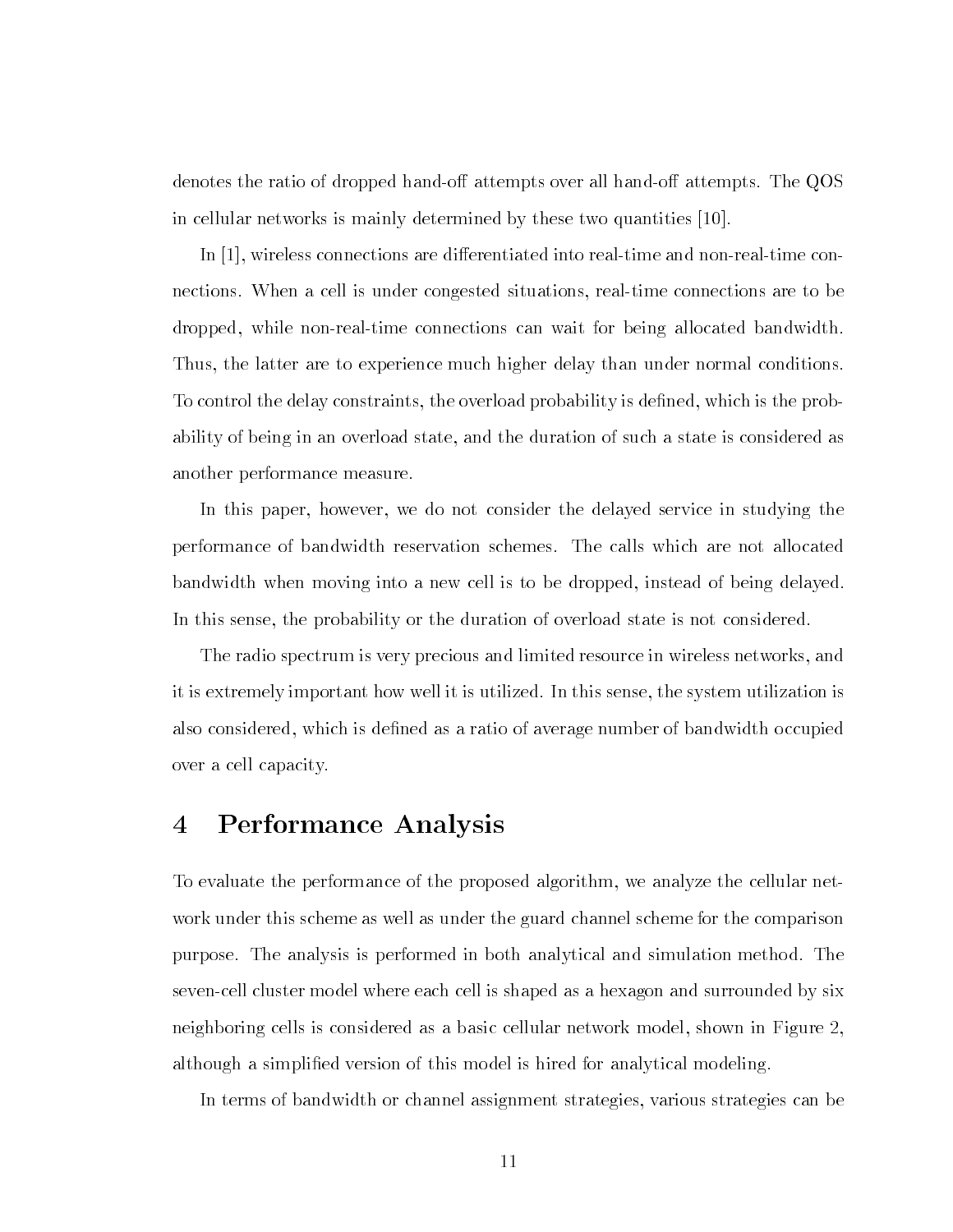denotes the ratio of dropped hand-off attempts over all hand-off attempts. The QOS in cellular networks is mainly determined by these two quantities [10].

In [1], wireless connections are differentiated into real-time and non-real-time connections. When a cell is under congested situations, real-time connections are to be dropped, while non-real-time connections can wait for being allocated bandwidth. Thus, the latter are to experience much higher delay than under normal conditions. To control the delay constraints, the overload probability is defined, which is the probability of being in an overload state, and the duration of such a state is considered as another performance measure.

In this paper, however, we do not consider the delayed service in studying the performance of bandwidth reservation schemes. The calls which are not allocated bandwidth when moving into a new cell is to be dropped, instead of being delayed. In this sense, the probability or the duration of overload state is not considered.

The radio spectrum is very precious and limited resource in wireless networks, and it is extremely important how well it is utilized. In this sense, the system utilization is also considered, which is defined as a ratio of average number of bandwidth occupied over a cell capacity.

# 4 Performance Analysis

To evaluate the performance of the proposed algorithm, we analyze the cellular network under this scheme as well as under the guard channel scheme for the comparison purpose. The analysis is performed in both analytical and simulation method. The seven-cell cluster model where each cell is shaped as a hexagon and surrounded by six neighboring cells is considered as a basic cellular network model, shown in Figure 2, although a simplified version of this model is hired for analytical modeling.

In terms of bandwidth or channel assignment strategies, various strategies can be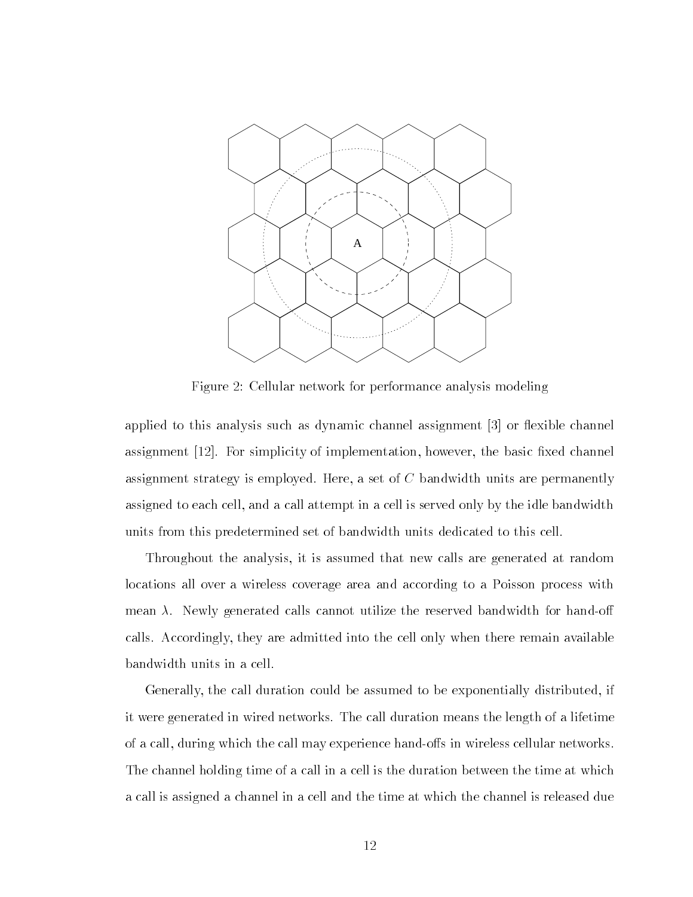Figure 2: Cellular network for performance analysis modeling

applied to this analysis such as dynamic channel assignment [3] or flexible channel assignment [12]. For simplicity of implementation, however, the basic fixed channel assignment strategy is employed. Here, a set of $C$ bandwidth units are permanently assigned to each cell, and a call attempt in a cell is served only by the idle bandwidth units from this predetermined set of bandwidth units dedicated to this cell.

Throughout the analysis, it is assumed that new calls are generated at random locations all over a wireless coverage area and according to a Poisson process with mean $\lambda$. Newly generated calls cannot utilize the reserved bandwidth for hand-off calls. Accordingly, they are admitted into the cell only when there remain available bandwidth units in a cell.

Generally, the call duration could be assumed to be exponentially distributed, if it were generated in wired networks. The call duration means the length of a lifetime of a call, during which the call may experience hand-offs in wireless cellular networks. The channel holding time of a call in a cell is the duration between the time at which a call is assigned a channel in a cell and the time at which the channel is released due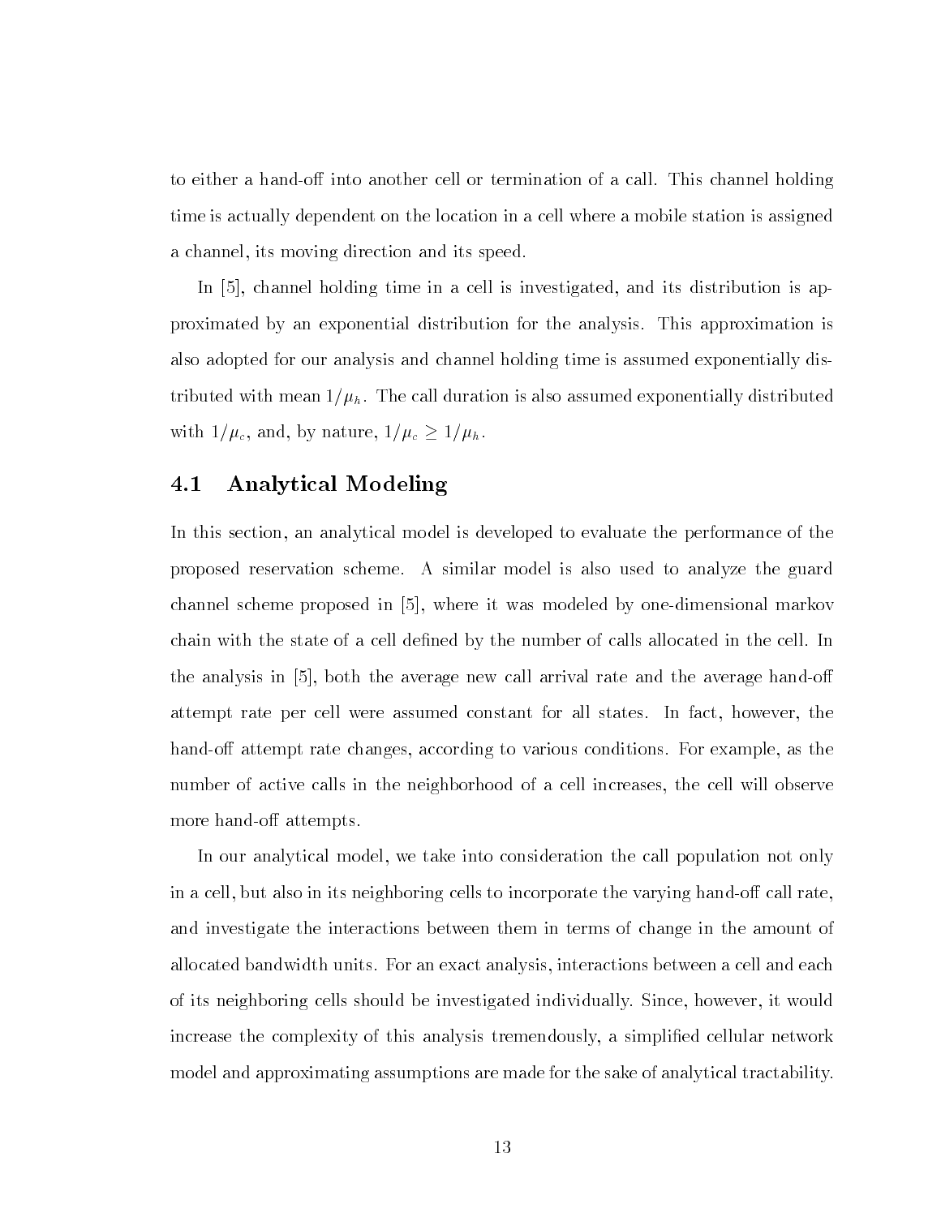to either a hand-off into another cell or termination of a call. This channel holding time is actually dependent on the location in a cell where a mobile station is assigned a channel, its moving direction and its speed.

In [5], channel holding time in a cell is investigated, and its distribution is approximated by an exponential distribution for the analysis. This approximation is also adopted for our analysis and channel holding time is assumed exponentially distributed with mean $1/\mu_h$. The call duration is also assumed exponentially distributed with $1/\mu_c$, and, by nature, $1/\mu_c \geq 1/\mu_h$.

## 4.1 Analytical Modeling

In this section, an analytical model is developed to evaluate the performance of the proposed reservation scheme. A similar model is also used to analyze the guard channel scheme proposed in [5], where it was modeled by one-dimensional markov chain with the state of a cell defined by the number of calls allocated in the cell. In the analysis in [5], both the average new call arrival rate and the average hand-off attempt rate per cell were assumed constant for all states. In fact, however, the hand-off attempt rate changes, according to various conditions. For example, as the number of active calls in the neighborhood of a cell increases, the cell will observe more hand-off attempts.

In our analytical model, we take into consideration the call population not only in a cell, but also in its neighboring cells to incorporate the varying hand-off call rate, and investigate the interactions between them in terms of change in the amount of allocated bandwidth units. For an exact analysis, interactions between a cell and each of its neighboring cells should be investigated individually. Since, however, it would increase the complexity of this analysis tremendously, a simplified cellular network model and approximating assumptions are made for the sake of analytical tractability.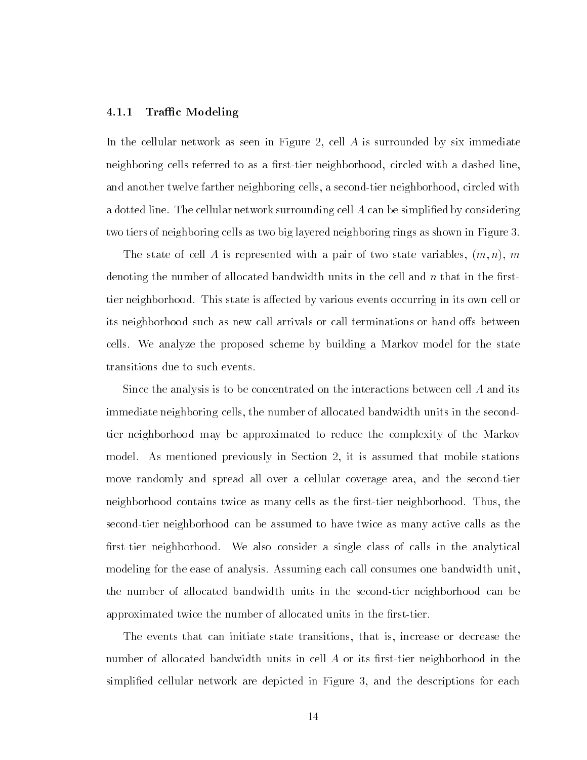### 4.1.1 Traffic Modeling

In the cellular network as seen in Figure 2, cell $A$ is surrounded by six immediate neighboring cells referred to as a first-tier neighborhood, circled with a dashed line, and another twelve farther neighboring cells, a second-tier neighborhood, circled with a dotted line. The cellular network surrounding cell $A$ can be simplified by considering two tiers of neighboring cells as two big layered neighboring rings as shown in Figure 3.

The state of cell $A$ is represented with a pair of two state variables, $(m, n)$, $m$ denoting the number of allocated bandwidth units in the cell and $n$ that in the first-tier neighborhood. This state is affected by various events occurring in its own cell or its neighborhood such as new call arrivals or call terminations or hand-offs between cells. We analyze the proposed scheme by building a Markov model for the state transitions due to such events.

Since the analysis is to be concentrated on the interactions between cell $A$ and its immediate neighboring cells, the number of allocated bandwidth units in the second-tier neighborhood may be approximated to reduce the complexity of the Markov model. As mentioned previously in Section 2, it is assumed that mobile stations move randomly and spread all over a cellular coverage area, and the second-tier neighborhood contains twice as many cells as the first-tier neighborhood. Thus, the second-tier neighborhood can be assumed to have twice as many active calls as the first-tier neighborhood. We also consider a single class of calls in the analytical modeling for the ease of analysis. Assuming each call consumes one bandwidth unit, the number of allocated bandwidth units in the second-tier neighborhood can be approximated twice the number of allocated units in the first-tier.

The events that can initiate state transitions, that is, increase or decrease the number of allocated bandwidth units in cell $A$ or its first-tier neighborhood in the simplified cellular network are depicted in Figure 3, and the descriptions for each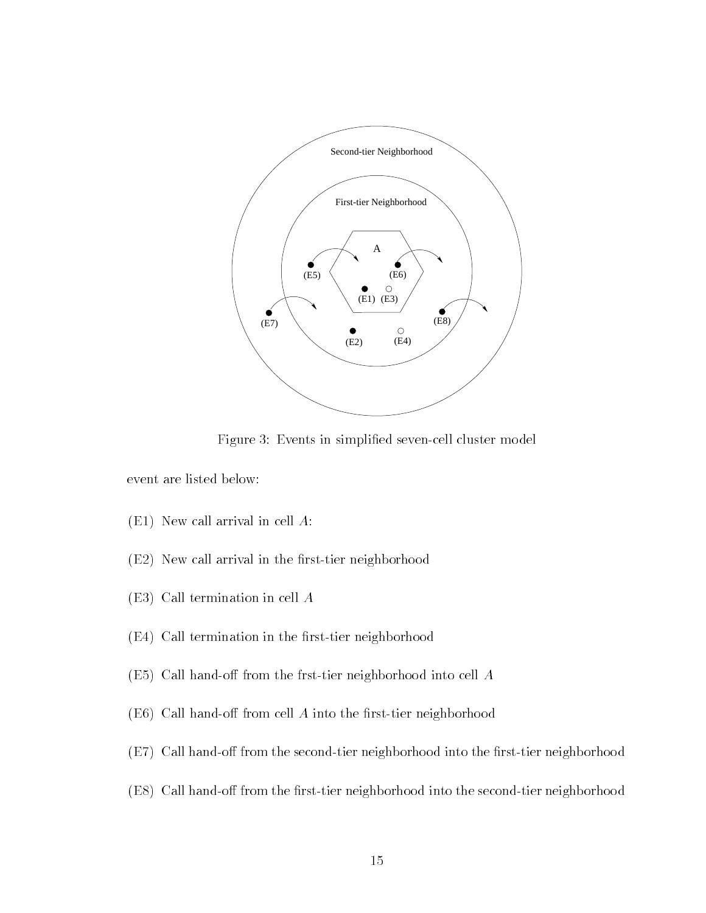Figure 3: Events in simplified seven-cell cluster model

event are listed below:

(E1) New call arrival in cell $A$:

(E2) New call arrival in the first-tier neighborhood

(E3) Call termination in cell $A$

(E4) Call termination in the first-tier neighborhood

(E5) Call hand-off from the frst-tier neighborhood into cell $A$

(E6) Call hand-off from cell $A$ into the first-tier neighborhood

(E7) Call hand-off from the second-tier neighborhood into the first-tier neighborhood

(E8) Call hand-off from the first-tier neighborhood into the second-tier neighborhood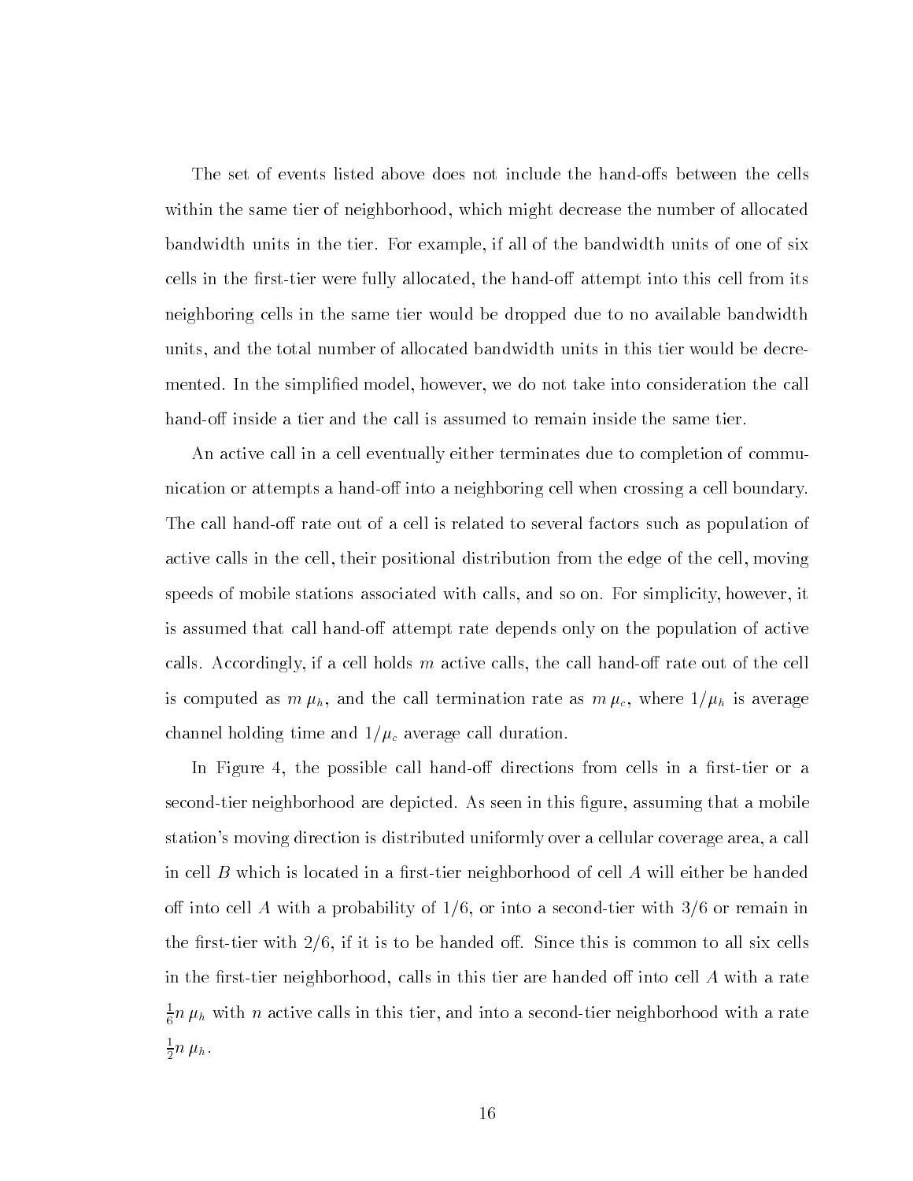The set of events listed above does not include the hand-offs between the cells within the same tier of neighborhood, which might decrease the number of allocated bandwidth units in the tier. For example, if all of the bandwidth units of one of six cells in the first-tier were fully allocated, the hand-off attempt into this cell from its neighboring cells in the same tier would be dropped due to no available bandwidth units, and the total number of allocated bandwidth units in this tier would be decremented. In the simplified model, however, we do not take into consideration the call hand-off inside a tier and the call is assumed to remain inside the same tier.

An active call in a cell eventually either terminates due to completion of communication or attempts a hand-off into a neighboring cell when crossing a cell boundary. The call hand-off rate out of a cell is related to several factors such as population of active calls in the cell, their positional distribution from the edge of the cell, moving speeds of mobile stations associated with calls, and so on. For simplicity, however, it is assumed that call hand-off attempt rate depends only on the population of active calls. Accordingly, if a cell holds $m$ active calls, the call hand-off rate out of the cell is computed as $m\,\mu_h$, and the call termination rate as $m\,\mu_c$, where $1/\mu_h$ is average channel holding time and $1/\mu_c$ average call duration.

In Figure 4, the possible call hand-off directions from cells in a first-tier or a second-tier neighborhood are depicted. As seen in this figure, assuming that a mobile station's moving direction is distributed uniformly over a cellular coverage area, a call in cell $B$ which is located in a first-tier neighborhood of cell $A$ will either be handed off into cell $A$ with a probability of $1/6$, or into a second-tier with $3/6$ or remain in the first-tier with $2/6$, if it is to be handed off. Since this is common to all six cells in the first-tier neighborhood, calls in this tier are handed off into cell $A$ with a rate $\frac{1}{6}n\,\mu_h$ with $n$ active calls in this tier, and into a second-tier neighborhood with a rate $\frac{1}{2}n\,\mu_h$.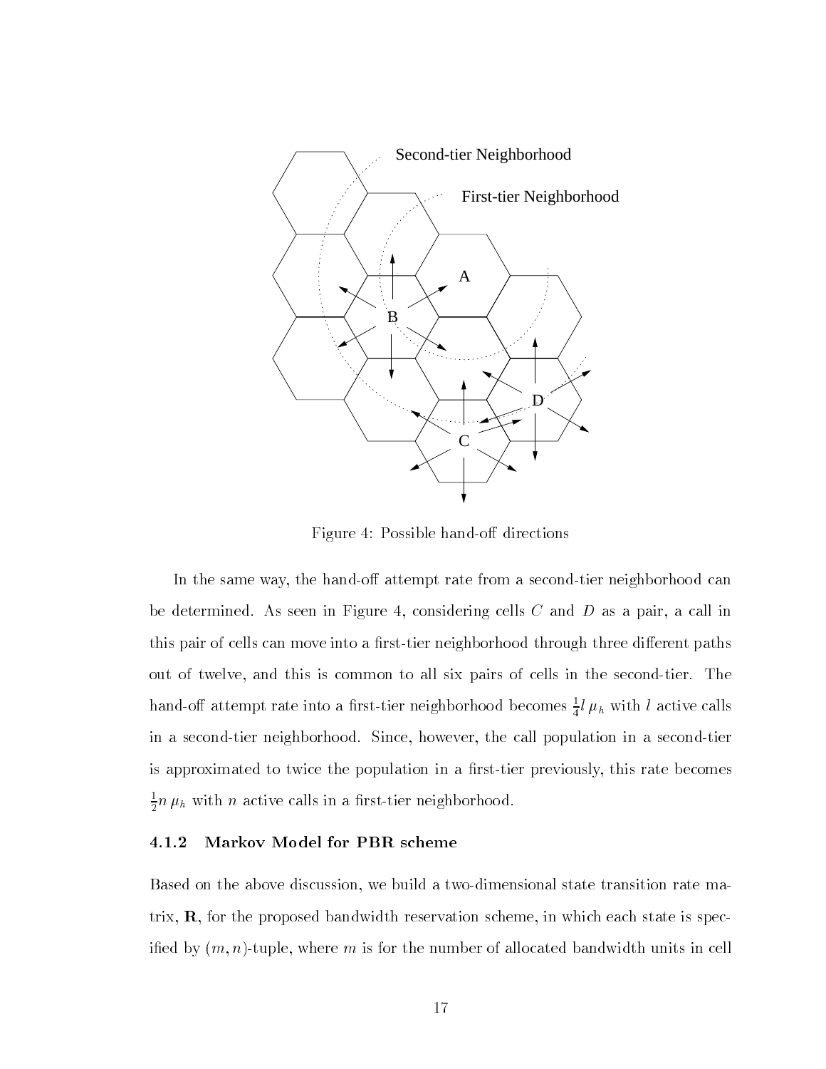Figure 4: Possible hand-off directions

In the same way, the hand-off attempt rate from a second-tier neighborhood can be determined. As seen in Figure 4, considering cells $C$ and $D$ as a pair, a call in this pair of cells can move into a first-tier neighborhood through three different paths out of twelve, and this is common to all six pairs of cells in the second-tier. The hand-off attempt rate into a first-tier neighborhood becomes $\frac{1}{4} l\, \mu_h$ with $l$ active calls in a second-tier neighborhood. Since, however, the call population in a second-tier is approximated to twice the population in a first-tier previously, this rate becomes $\frac{1}{2} n\, \mu_h$ with $n$ active calls in a first-tier neighborhood.

### 4.1.2 Markov Model for PBR scheme

Based on the above discussion, we build a two-dimensional state transition rate matrix, $\mathbf{R}$, for the proposed bandwidth reservation scheme, in which each state is specified by $(m, n)$-tuple, where $m$ is for the number of allocated bandwidth units in cell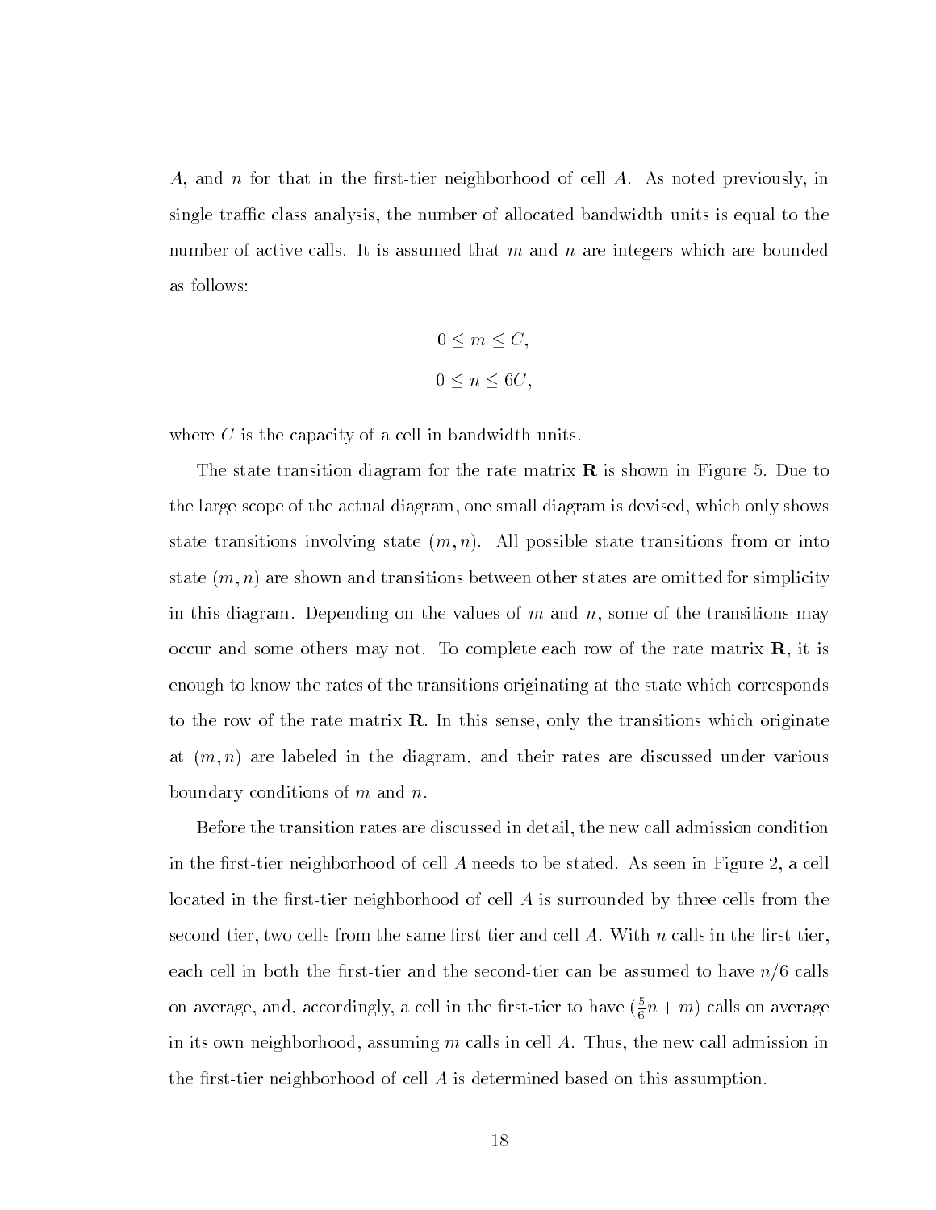$A$, and $n$ for that in the first-tier neighborhood of cell $A$. As noted previously, in single traffic class analysis, the number of allocated bandwidth units is equal to the number of active calls. It is assumed that $m$ and $n$ are integers which are bounded as follows:

$$0 \leq m \leq C,$$

$$0 \leq n \leq 6C,$$

where $C$ is the capacity of a cell in bandwidth units.

The state transition diagram for the rate matrix $\mathbf{R}$ is shown in Figure 5. Due to the large scope of the actual diagram, one small diagram is devised, which only shows state transitions involving state $(m, n)$. All possible state transitions from or into state $(m, n)$ are shown and transitions between other states are omitted for simplicity in this diagram. Depending on the values of $m$ and $n$, some of the transitions may occur and some others may not. To complete each row of the rate matrix $\mathbf{R}$, it is enough to know the rates of the transitions originating at the state which corresponds to the row of the rate matrix $\mathbf{R}$. In this sense, only the transitions which originate at $(m, n)$ are labeled in the diagram, and their rates are discussed under various boundary conditions of $m$ and $n$.

Before the transition rates are discussed in detail, the new call admission condition in the first-tier neighborhood of cell $A$ needs to be stated. As seen in Figure 2, a cell located in the first-tier neighborhood of cell $A$ is surrounded by three cells from the second-tier, two cells from the same first-tier and cell $A$. With $n$ calls in the first-tier, each cell in both the first-tier and the second-tier can be assumed to have $n/6$ calls on average, and, accordingly, a cell in the first-tier to have $(\frac{5}{6}n + m)$ calls on average in its own neighborhood, assuming $m$ calls in cell $A$. Thus, the new call admission in the first-tier neighborhood of cell $A$ is determined based on this assumption.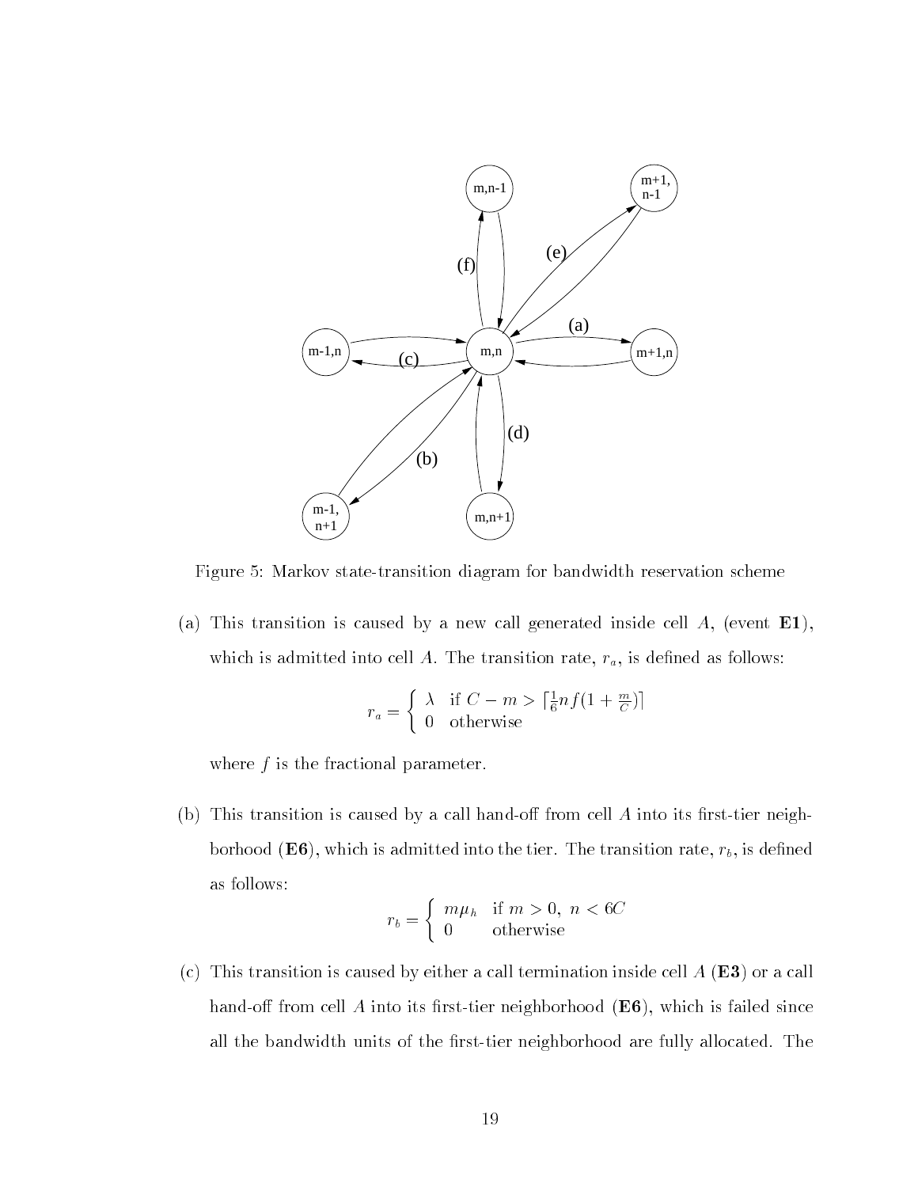Figure 5: Markov state-transition diagram for bandwidth reservation scheme

(a) This transition is caused by a new call generated inside cell $A$, (event **E1**), which is admitted into cell $A$. The transition rate, $r_a$, is defined as follows:

$$r_a = \begin{cases} \lambda & \text{if } C - m > \lceil \frac{1}{6} n f (1 + \frac{m}{C}) \rceil \\ 0 & \text{otherwise} \end{cases}$$

where $f$ is the fractional parameter.

(b) This transition is caused by a call hand-off from cell $A$ into its first-tier neighborhood (**E6**), which is admitted into the tier. The transition rate, $r_b$, is defined as follows:

$$r_b = \begin{cases} m\mu_h & \text{if } m > 0,\ n < 6C \\ 0 & \text{otherwise} \end{cases}$$

(c) This transition is caused by either a call termination inside cell $A$ (**E3**) or a call hand-off from cell $A$ into its first-tier neighborhood (**E6**), which is failed since all the bandwidth units of the first-tier neighborhood are fully allocated. The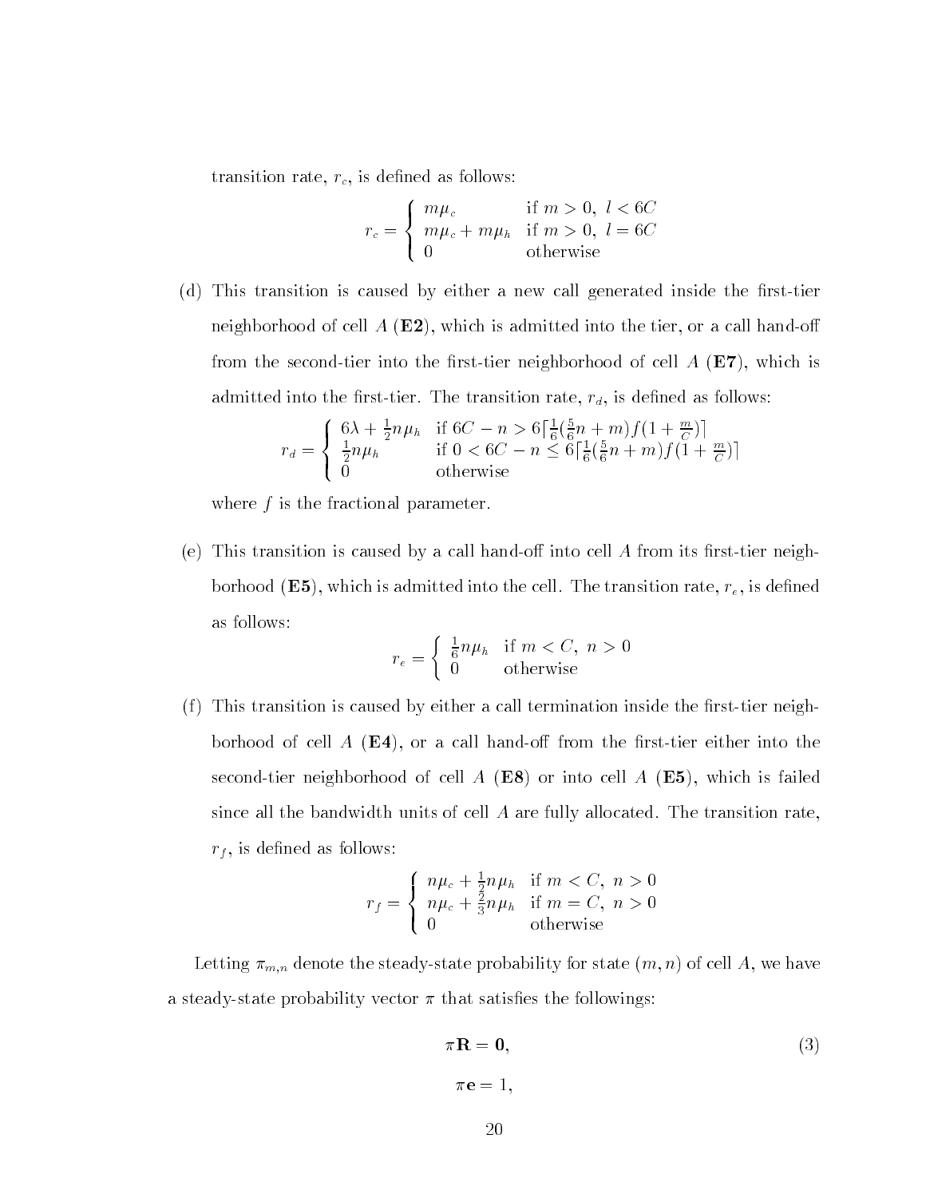transition rate, $r_c$, is defined as follows:

$$r_c = \begin{cases} m\mu_c & \text{if } m > 0,\ l < 6C \\ m\mu_c + m\mu_h & \text{if } m > 0,\ l = 6C \\ 0 & \text{otherwise} \end{cases}$$

(d) This transition is caused by either a new call generated inside the first-tier neighborhood of cell $A$ (**E2**), which is admitted into the tier, or a call hand-off from the second-tier into the first-tier neighborhood of cell $A$ (**E7**), which is admitted into the first-tier. The transition rate, $r_d$, is defined as follows:

$$r_d = \begin{cases} 6\lambda + \frac{1}{2}n\mu_h & \text{if } 6C - n > 6\lceil \frac{1}{6}(\frac{5}{6}n + m)f(1 + \frac{m}{C})\rceil \\ \frac{1}{2}n\mu_h & \text{if } 0 < 6C - n \le 6\lceil \frac{1}{6}(\frac{5}{6}n + m)f(1 + \frac{m}{C})\rceil \\ 0 & \text{otherwise} \end{cases}$$

where $f$ is the fractional parameter.

(e) This transition is caused by a call hand-off into cell $A$ from its first-tier neighborhood (**E5**), which is admitted into the cell. The transition rate, $r_e$, is defined as follows:

$$r_e = \begin{cases} \frac{1}{6}n\mu_h & \text{if } m < C,\ n > 0 \\ 0 & \text{otherwise} \end{cases}$$

(f) This transition is caused by either a call termination inside the first-tier neighborhood of cell $A$ (**E4**), or a call hand-off from the first-tier either into the second-tier neighborhood of cell $A$ (**E8**) or into cell $A$ (**E5**), which is failed since all the bandwidth units of cell $A$ are fully allocated. The transition rate, $r_f$, is defined as follows:

$$r_f = \begin{cases} n\mu_c + \frac{1}{2}n\mu_h & \text{if } m < C,\ n > 0 \\ n\mu_c + \frac{2}{3}n\mu_h & \text{if } m = C,\ n > 0 \\ 0 & \text{otherwise} \end{cases}$$

Letting $\pi_{m,n}$ denote the steady-state probability for state $(m, n)$ of cell $A$, we have a steady-state probability vector $\pi$ that satisfies the followings:

$$\pi\mathbf{R} = \mathbf{0}, \tag{3}$$

$$\pi\mathbf{e} = 1,$$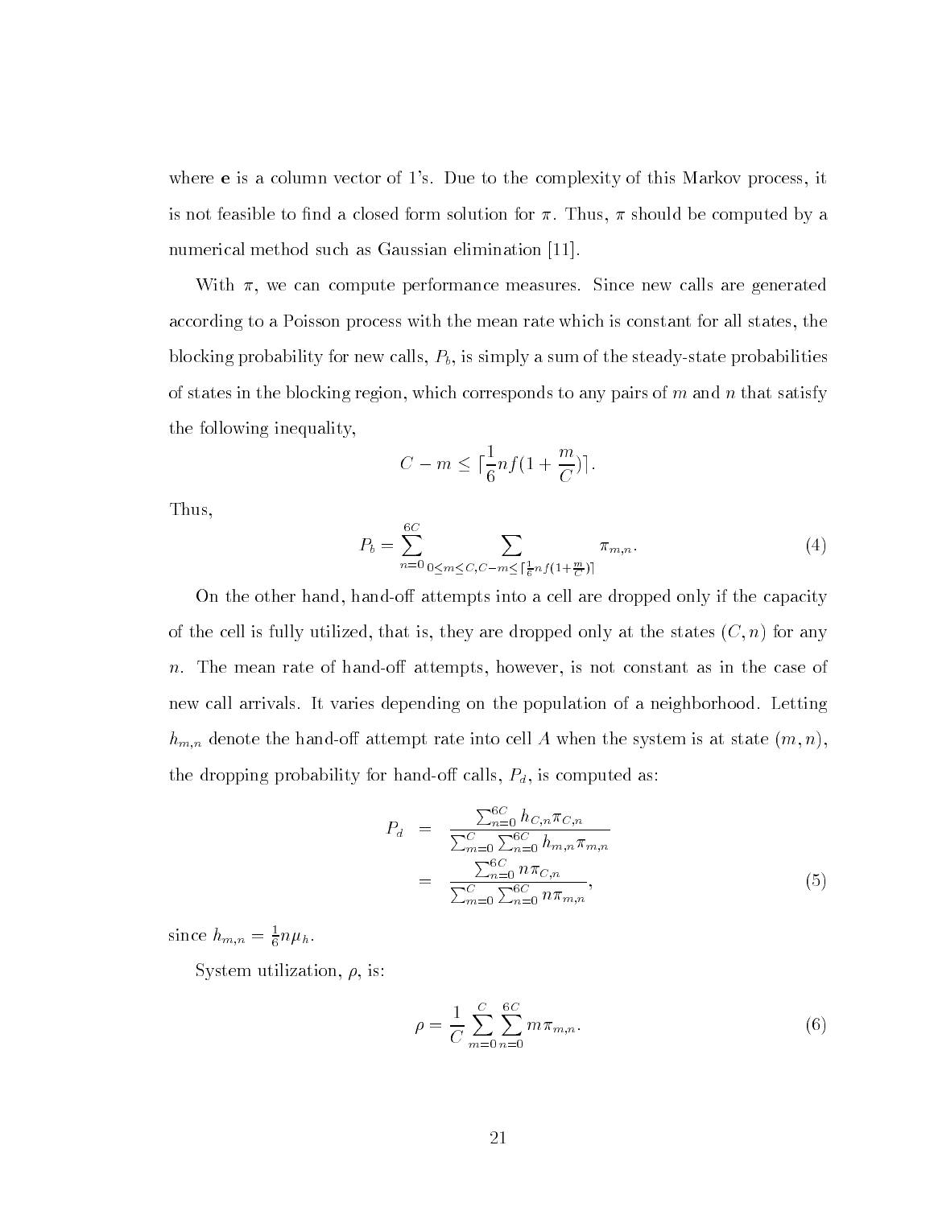where **e** is a column vector of 1's. Due to the complexity of this Markov process, it is not feasible to find a closed form solution for $\pi$. Thus, $\pi$ should be computed by a numerical method such as Gaussian elimination [11].

With $\pi$, we can compute performance measures. Since new calls are generated according to a Poisson process with the mean rate which is constant for all states, the blocking probability for new calls, $P_b$, is simply a sum of the steady-state probabilities of states in the blocking region, which corresponds to any pairs of $m$ and $n$ that satisfy the following inequality,

$$C - m \leq \lceil \frac{1}{6} n f (1 + \frac{m}{C}) \rceil .$$

Thus,

$$P_b = \sum_{n=0}^{6C} \sum_{0 \leq m \leq C, C-m \leq \lceil \frac{1}{6} n f (1+\frac{m}{C}) \rceil} \pi_{m,n}. \tag{4}$$

On the other hand, hand-off attempts into a cell are dropped only if the capacity of the cell is fully utilized, that is, they are dropped only at the states $(C, n)$ for any $n$. The mean rate of hand-off attempts, however, is not constant as in the case of new call arrivals. It varies depending on the population of a neighborhood. Letting $h_{m,n}$ denote the hand-off attempt rate into cell $A$ when the system is at state $(m, n)$, the dropping probability for hand-off calls, $P_d$, is computed as:

$$\begin{aligned} P_d &= \frac{\sum_{n=0}^{6C} h_{C,n} \pi_{C,n}}{\sum_{m=0}^{C} \sum_{n=0}^{6C} h_{m,n} \pi_{m,n}} \\ &= \frac{\sum_{n=0}^{6C} n \pi_{C,n}}{\sum_{m=0}^{C} \sum_{n=0}^{6C} n \pi_{m,n}}, \end{aligned} \tag{5}$$

since $h_{m,n} = \frac{1}{6} n \mu_h$.

System utilization, $\rho$, is:

$$\rho = \frac{1}{C} \sum_{m=0}^{C} \sum_{n=0}^{6C} m \pi_{m,n}. \tag{6}$$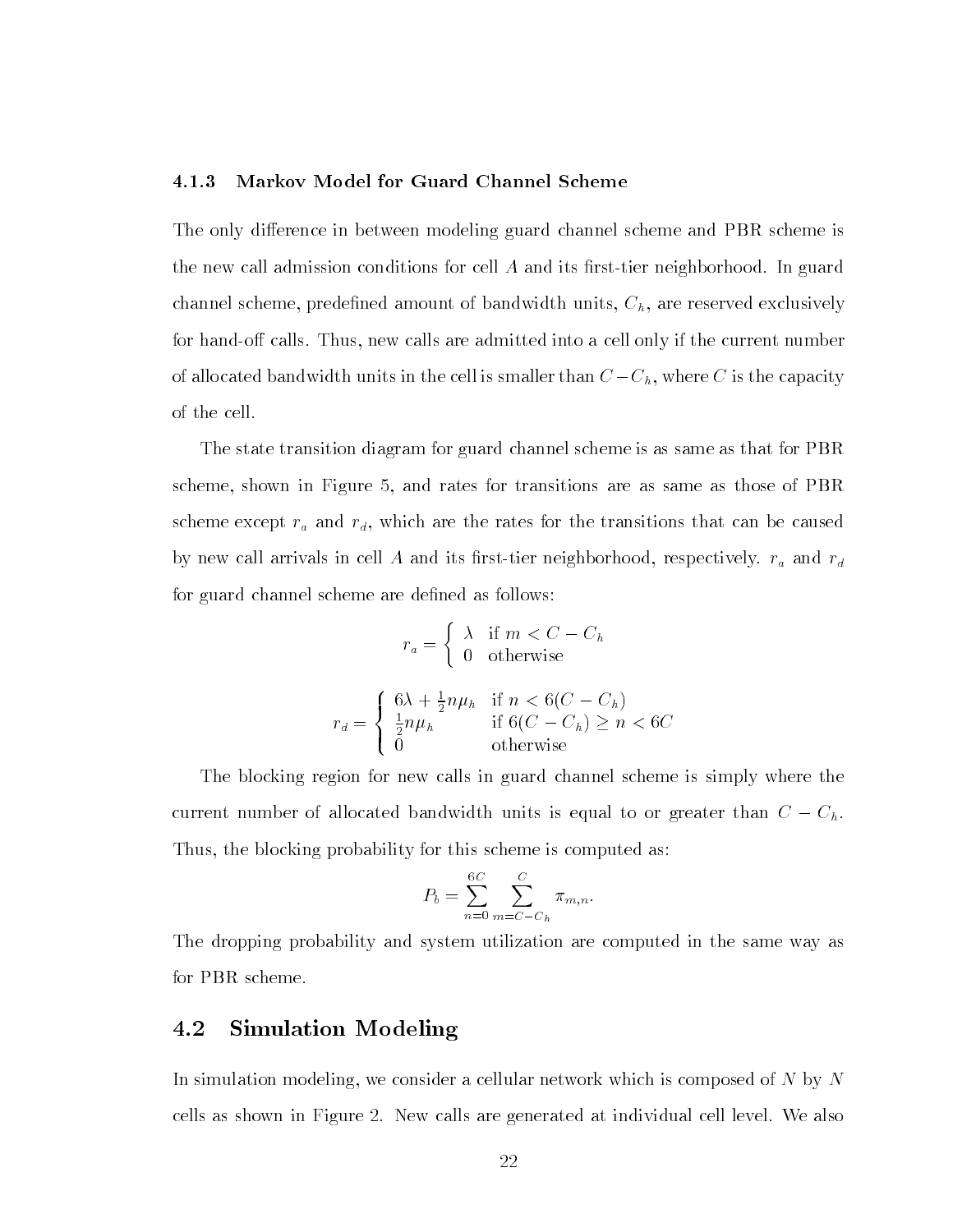### 4.1.3 Markov Model for Guard Channel Scheme

The only difference in between modeling guard channel scheme and PBR scheme is the new call admission conditions for cell $A$ and its first-tier neighborhood. In guard channel scheme, predefined amount of bandwidth units, $C_h$, are reserved exclusively for hand-off calls. Thus, new calls are admitted into a cell only if the current number of allocated bandwidth units in the cell is smaller than $C - C_h$, where $C$ is the capacity of the cell.

The state transition diagram for guard channel scheme is as same as that for PBR scheme, shown in Figure 5, and rates for transitions are as same as those of PBR scheme except $r_a$ and $r_d$, which are the rates for the transitions that can be caused by new call arrivals in cell $A$ and its first-tier neighborhood, respectively. $r_a$ and $r_d$ for guard channel scheme are defined as follows:

$$r_a = \begin{cases} \lambda & \text{if } m < C - C_h \\ 0 & \text{otherwise} \end{cases}$$

$$r_d = \begin{cases} 6\lambda + \frac{1}{2}n\mu_h & \text{if } n < 6(C - C_h) \\ \frac{1}{2}n\mu_h & \text{if } 6(C - C_h) \geq n < 6C \\ 0 & \text{otherwise} \end{cases}$$

The blocking region for new calls in guard channel scheme is simply where the current number of allocated bandwidth units is equal to or greater than $C - C_h$. Thus, the blocking probability for this scheme is computed as:

$$P_b = \sum_{n=0}^{6C} \sum_{m=C-C_h}^{C} \pi_{m,n}.$$

The dropping probability and system utilization are computed in the same way as for PBR scheme.

## 4.2 Simulation Modeling

In simulation modeling, we consider a cellular network which is composed of $N$ by $N$ cells as shown in Figure 2. New calls are generated at individual cell level. We also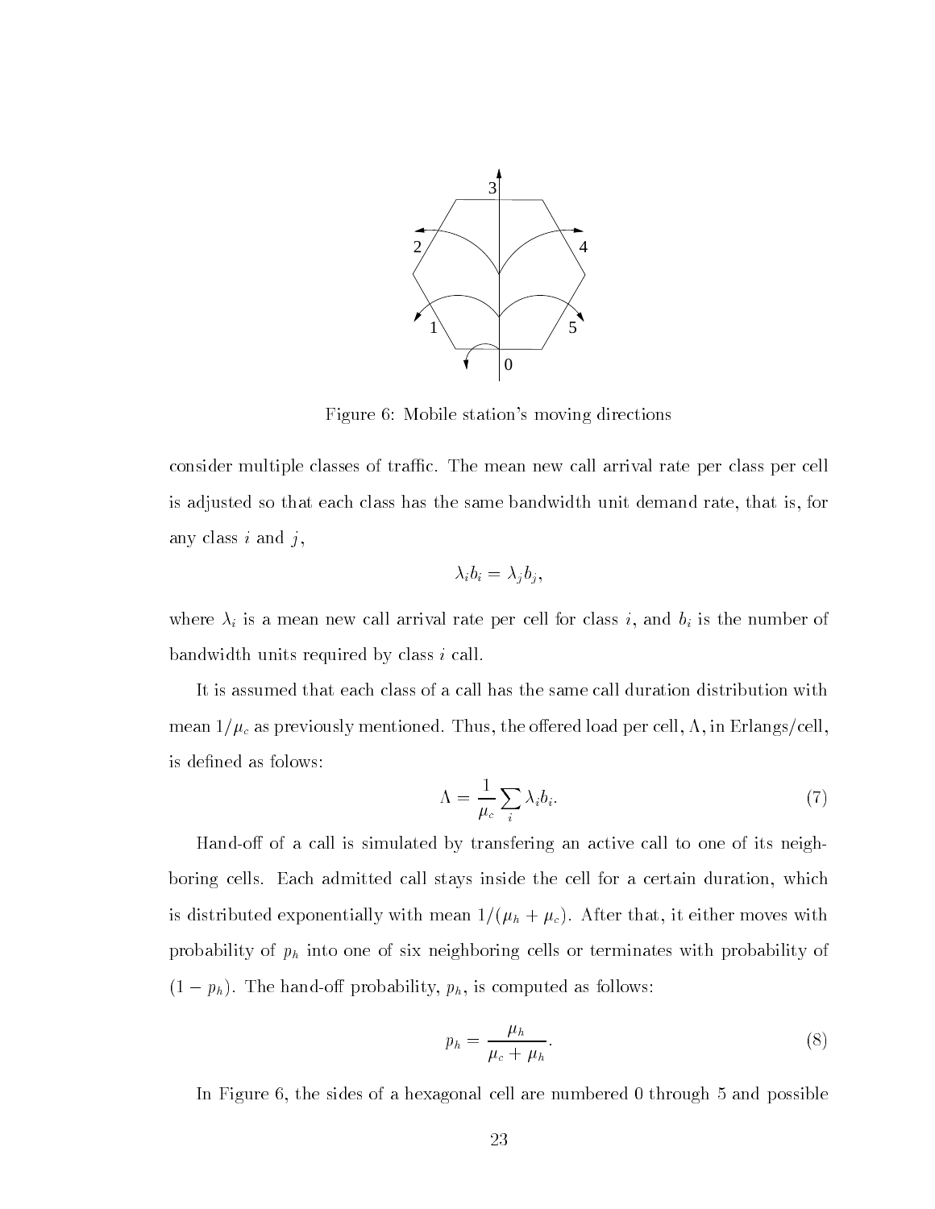Figure 6: Mobile station's moving directions

consider multiple classes of traffic. The mean new call arrival rate per class per cell is adjusted so that each class has the same bandwidth unit demand rate, that is, for any class $i$ and $j$,

$$\lambda_i b_i = \lambda_j b_j,$$

where $\lambda_i$ is a mean new call arrival rate per cell for class $i$, and $b_i$ is the number of bandwidth units required by class $i$ call.

It is assumed that each class of a call has the same call duration distribution with mean $1/\mu_c$ as previously mentioned. Thus, the offered load per cell, $\Lambda$, in Erlangs/cell, is defined as folows:

$$\Lambda = \frac{1}{\mu_c} \sum_i \lambda_i b_i. \tag{7}$$

Hand-off of a call is simulated by transfering an active call to one of its neighboring cells. Each admitted call stays inside the cell for a certain duration, which is distributed exponentially with mean $1/(\mu_h + \mu_c)$. After that, it either moves with probability of $p_h$ into one of six neighboring cells or terminates with probability of $(1 - p_h)$. The hand-off probability, $p_h$, is computed as follows:

$$p_h = \frac{\mu_h}{\mu_c + \mu_h}. \tag{8}$$

In Figure 6, the sides of a hexagonal cell are numbered 0 through 5 and possible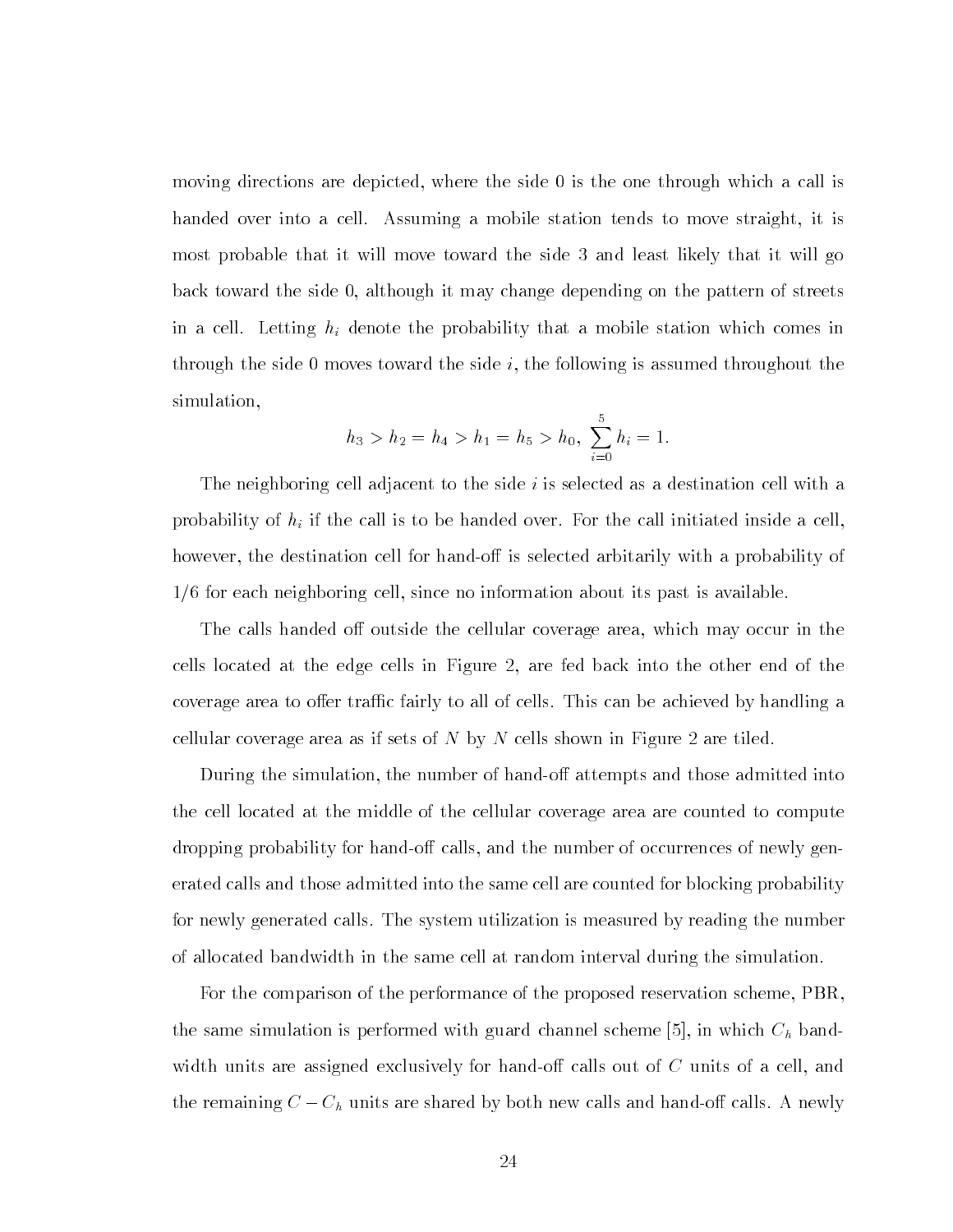moving directions are depicted, where the side 0 is the one through which a call is handed over into a cell. Assuming a mobile station tends to move straight, it is most probable that it will move toward the side 3 and least likely that it will go back toward the side 0, although it may change depending on the pattern of streets in a cell. Letting $h_i$ denote the probability that a mobile station which comes in through the side 0 moves toward the side $i$, the following is assumed throughout the simulation,

$$h_3 > h_2 = h_4 > h_1 = h_5 > h_0, \; \sum_{i=0}^{5} h_i = 1.$$

The neighboring cell adjacent to the side $i$ is selected as a destination cell with a probability of $h_i$ if the call is to be handed over. For the call initiated inside a cell, however, the destination cell for hand-off is selected arbitarily with a probability of 1/6 for each neighboring cell, since no information about its past is available.

The calls handed off outside the cellular coverage area, which may occur in the cells located at the edge cells in Figure 2, are fed back into the other end of the coverage area to offer traffic fairly to all of cells. This can be achieved by handling a cellular coverage area as if sets of $N$ by $N$ cells shown in Figure 2 are tiled.

During the simulation, the number of hand-off attempts and those admitted into the cell located at the middle of the cellular coverage area are counted to compute dropping probability for hand-off calls, and the number of occurrences of newly generated calls and those admitted into the same cell are counted for blocking probability for newly generated calls. The system utilization is measured by reading the number of allocated bandwidth in the same cell at random interval during the simulation.

For the comparison of the performance of the proposed reservation scheme, PBR, the same simulation is performed with guard channel scheme [5], in which $C_h$ bandwidth units are assigned exclusively for hand-off calls out of $C$ units of a cell, and the remaining $C - C_h$ units are shared by both new calls and hand-off calls. A newly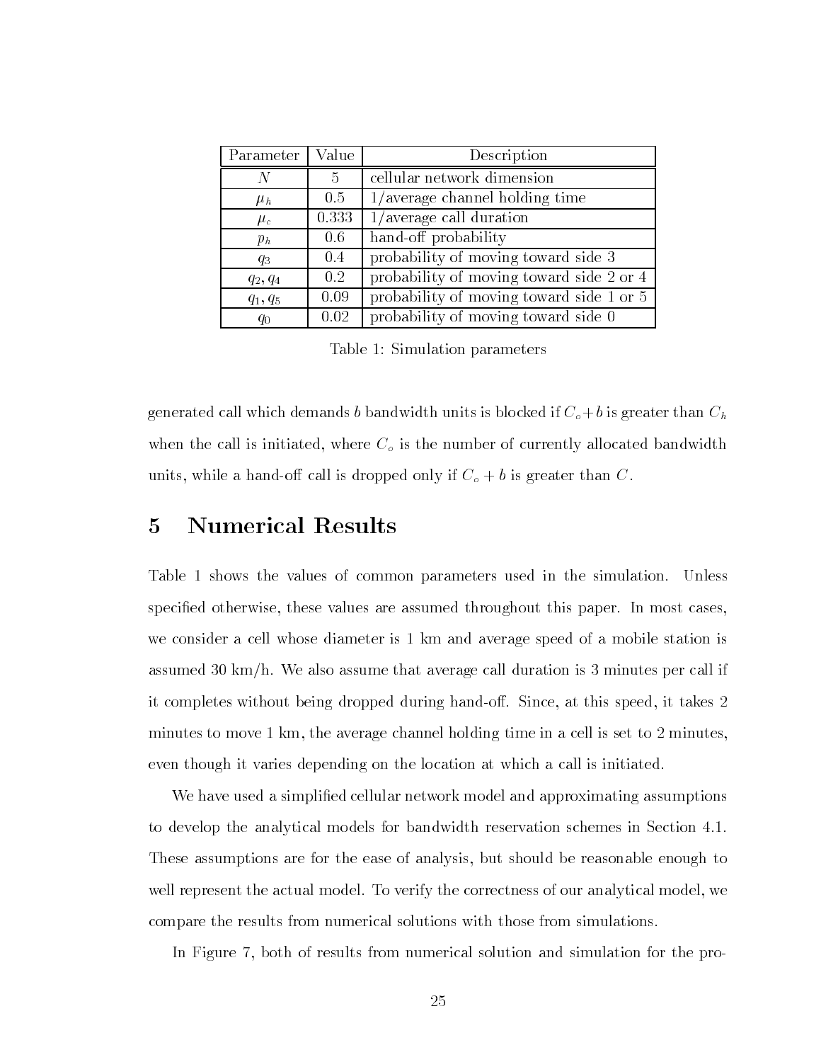| Parameter | Value | Description |
|---|---|---|
| $N$ | 5 | cellular network dimension |
| $\mu_h$ | 0.5 | 1/average channel holding time |
| $\mu_c$ | 0.333 | 1/average call duration |
| $p_h$ | 0.6 | hand-off probability |
| $q_3$ | 0.4 | probability of moving toward side 3 |
| $q_2, q_4$ | 0.2 | probability of moving toward side 2 or 4 |
| $q_1, q_5$ | 0.09 | probability of moving toward side 1 or 5 |
| $q_0$ | 0.02 | probability of moving toward side 0 |

Table 1: Simulation parameters

generated call which demands $b$ bandwidth units is blocked if $C_o + b$ is greater than $C_h$ when the call is initiated, where $C_o$ is the number of currently allocated bandwidth units, while a hand-off call is dropped only if $C_o + b$ is greater than $C$.

# 5 Numerical Results

Table 1 shows the values of common parameters used in the simulation. Unless specified otherwise, these values are assumed throughout this paper. In most cases, we consider a cell whose diameter is 1 km and average speed of a mobile station is assumed 30 km/h. We also assume that average call duration is 3 minutes per call if it completes without being dropped during hand-off. Since, at this speed, it takes 2 minutes to move 1 km, the average channel holding time in a cell is set to 2 minutes, even though it varies depending on the location at which a call is initiated.

We have used a simplified cellular network model and approximating assumptions to develop the analytical models for bandwidth reservation schemes in Section 4.1. These assumptions are for the ease of analysis, but should be reasonable enough to well represent the actual model. To verify the correctness of our analytical model, we compare the results from numerical solutions with those from simulations.

In Figure 7, both of results from numerical solution and simulation for the pro-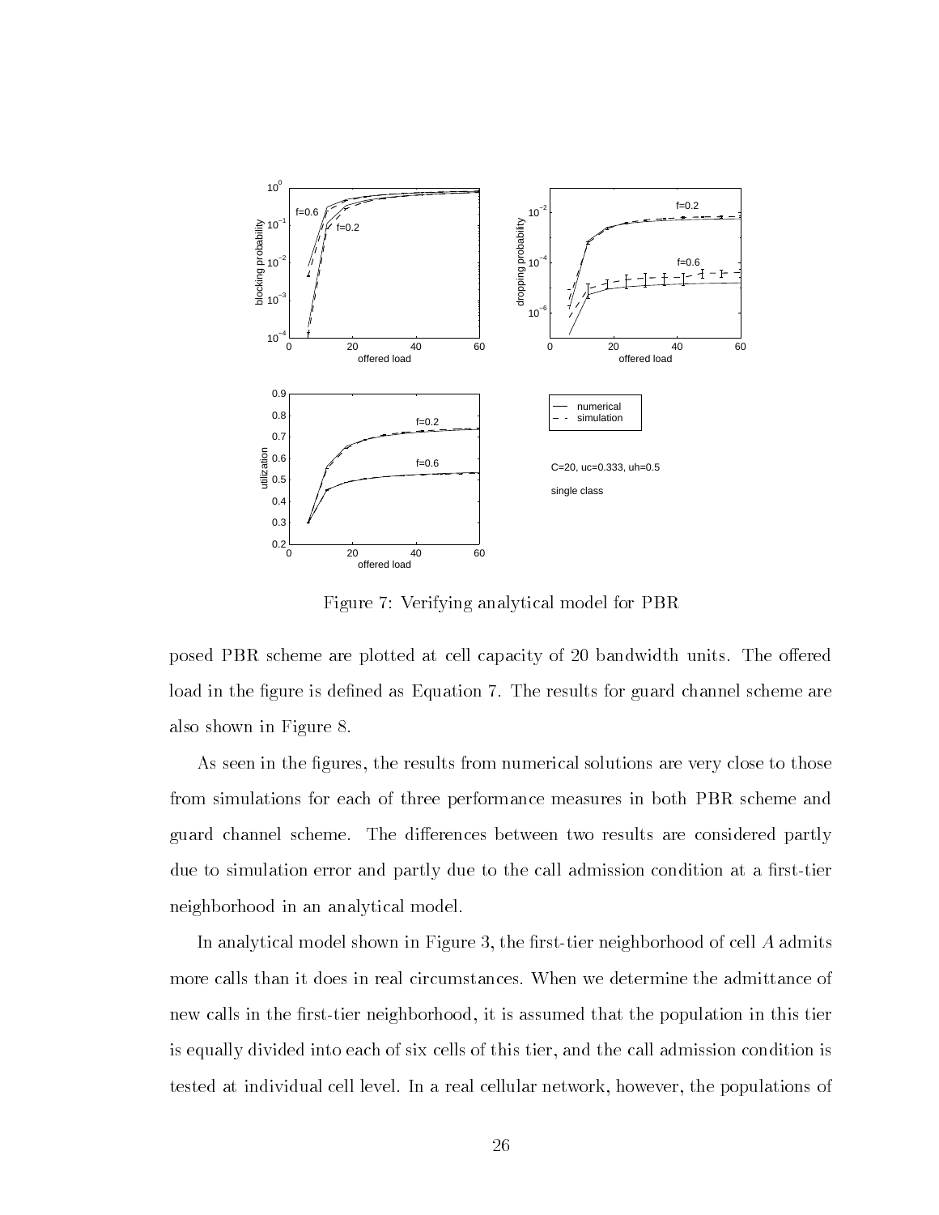Figure 7: Verifying analytical model for PBR

posed PBR scheme are plotted at cell capacity of 20 bandwidth units. The offered load in the figure is defined as Equation 7. The results for guard channel scheme are also shown in Figure 8.

As seen in the figures, the results from numerical solutions are very close to those from simulations for each of three performance measures in both PBR scheme and guard channel scheme. The differences between two results are considered partly due to simulation error and partly due to the call admission condition at a first-tier neighborhood in an analytical model.

In analytical model shown in Figure 3, the first-tier neighborhood of cell $A$ admits more calls than it does in real circumstances. When we determine the admittance of new calls in the first-tier neighborhood, it is assumed that the population in this tier is equally divided into each of six cells of this tier, and the call admission condition is tested at individual cell level. In a real cellular network, however, the populations of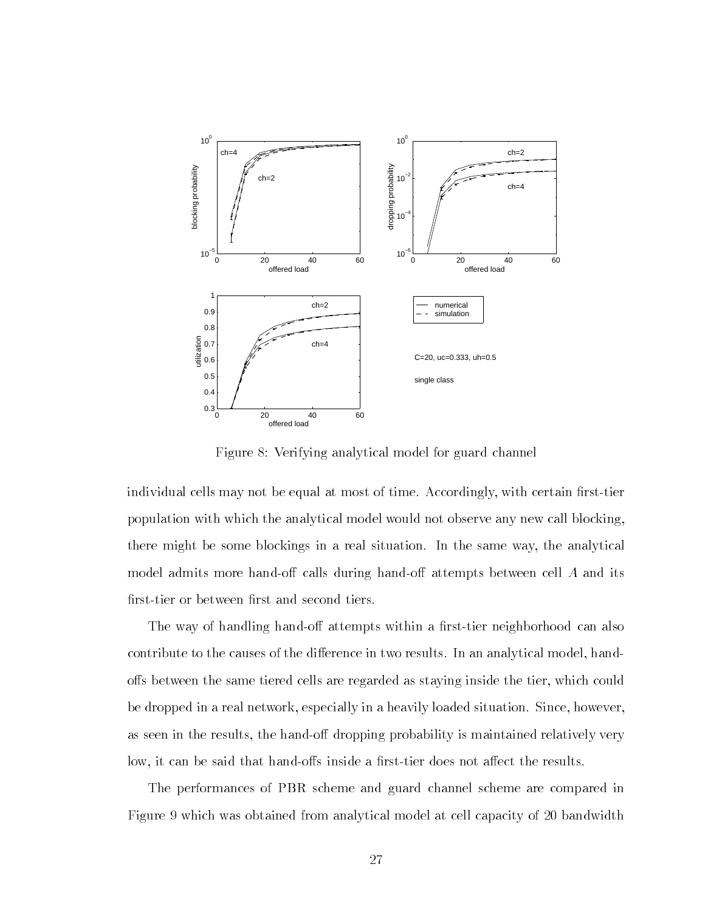Figure 8: Verifying analytical model for guard channel

individual cells may not be equal at most of time. Accordingly, with certain first-tier population with which the analytical model would not observe any new call blocking, there might be some blockings in a real situation. In the same way, the analytical model admits more hand-off calls during hand-off attempts between cell $A$ and its first-tier or between first and second tiers.

The way of handling hand-off attempts within a first-tier neighborhood can also contribute to the causes of the difference in two results. In an analytical model, hand-offs between the same tiered cells are regarded as staying inside the tier, which could be dropped in a real network, especially in a heavily loaded situation. Since, however, as seen in the results, the hand-off dropping probability is maintained relatively very low, it can be said that hand-offs inside a first-tier does not affect the results.

The performances of PBR scheme and guard channel scheme are compared in Figure 9 which was obtained from analytical model at cell capacity of 20 bandwidth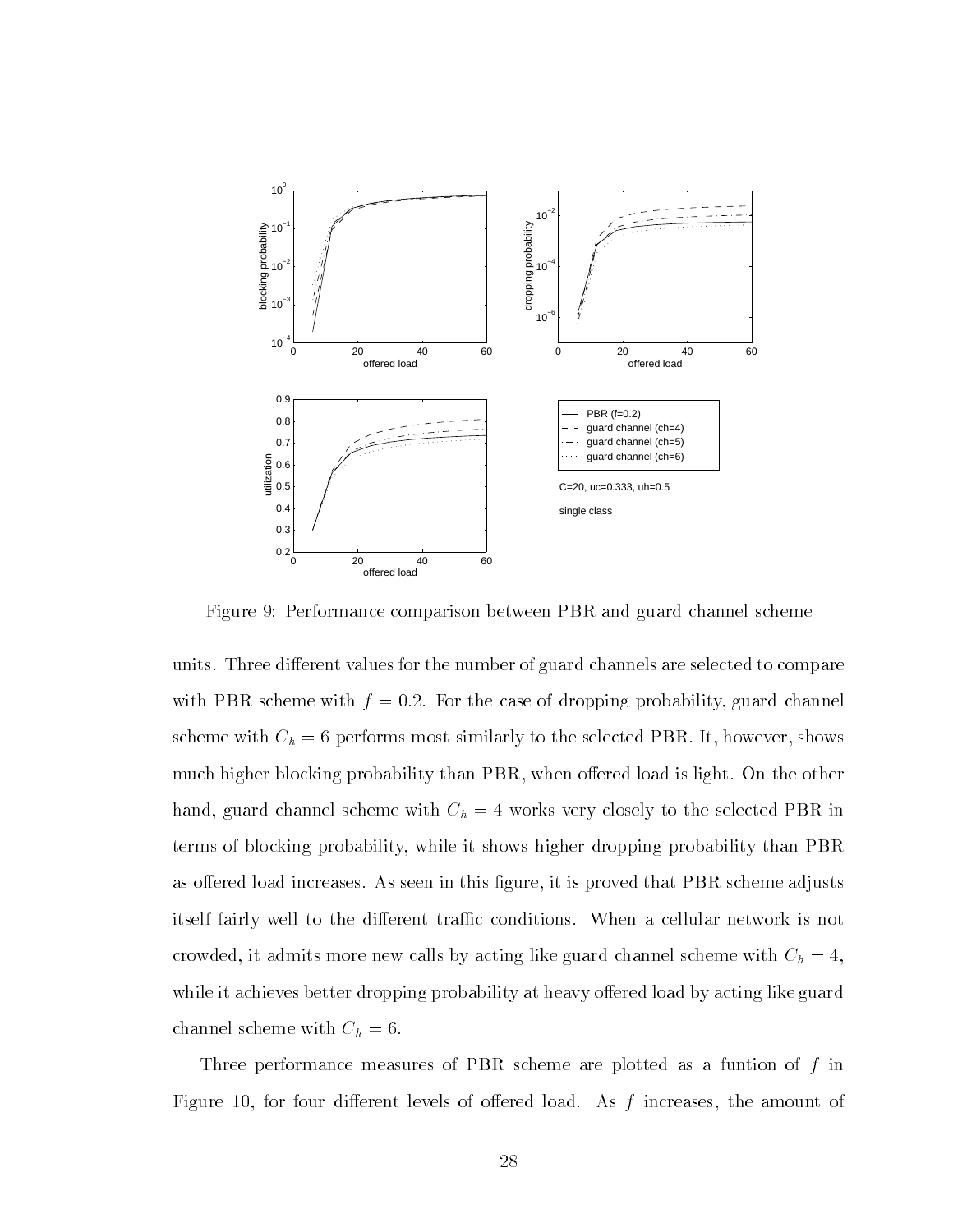Figure 9: Performance comparison between PBR and guard channel scheme

units. Three different values for the number of guard channels are selected to compare with PBR scheme with $f = 0.2$. For the case of dropping probability, guard channel scheme with $C_h = 6$ performs most similarly to the selected PBR. It, however, shows much higher blocking probability than PBR, when offered load is light. On the other hand, guard channel scheme with $C_h = 4$ works very closely to the selected PBR in terms of blocking probability, while it shows higher dropping probability than PBR as offered load increases. As seen in this figure, it is proved that PBR scheme adjusts itself fairly well to the different traffic conditions. When a cellular network is not crowded, it admits more new calls by acting like guard channel scheme with $C_h = 4$, while it achieves better dropping probability at heavy offered load by acting like guard channel scheme with $C_h = 6$.

Three performance measures of PBR scheme are plotted as a funtion of $f$ in Figure 10, for four different levels of offered load. As $f$ increases, the amount of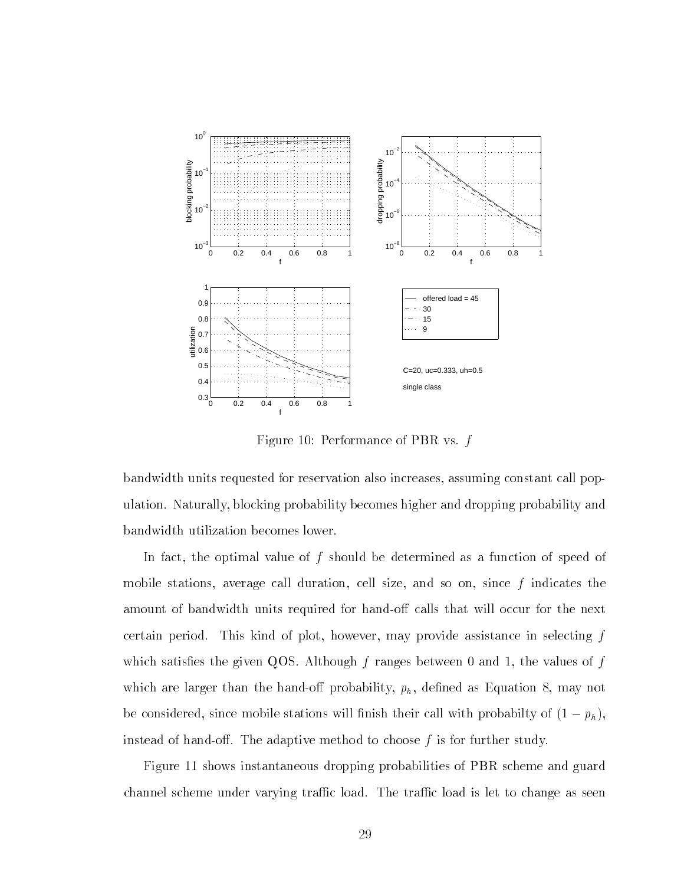Figure 10: Performance of PBR vs. $f$

bandwidth units requested for reservation also increases, assuming constant call population. Naturally, blocking probability becomes higher and dropping probability and bandwidth utilization becomes lower.

In fact, the optimal value of $f$ should be determined as a function of speed of mobile stations, average call duration, cell size, and so on, since $f$ indicates the amount of bandwidth units required for hand-off calls that will occur for the next certain period. This kind of plot, however, may provide assistance in selecting $f$ which satisfies the given QOS. Although $f$ ranges between 0 and 1, the values of $f$ which are larger than the hand-off probability, $p_h$, defined as Equation 8, may not be considered, since mobile stations will finish their call with probabilty of $(1 - p_h)$, instead of hand-off. The adaptive method to choose $f$ is for further study.

Figure 11 shows instantaneous dropping probabilities of PBR scheme and guard channel scheme under varying traffic load. The traffic load is let to change as seen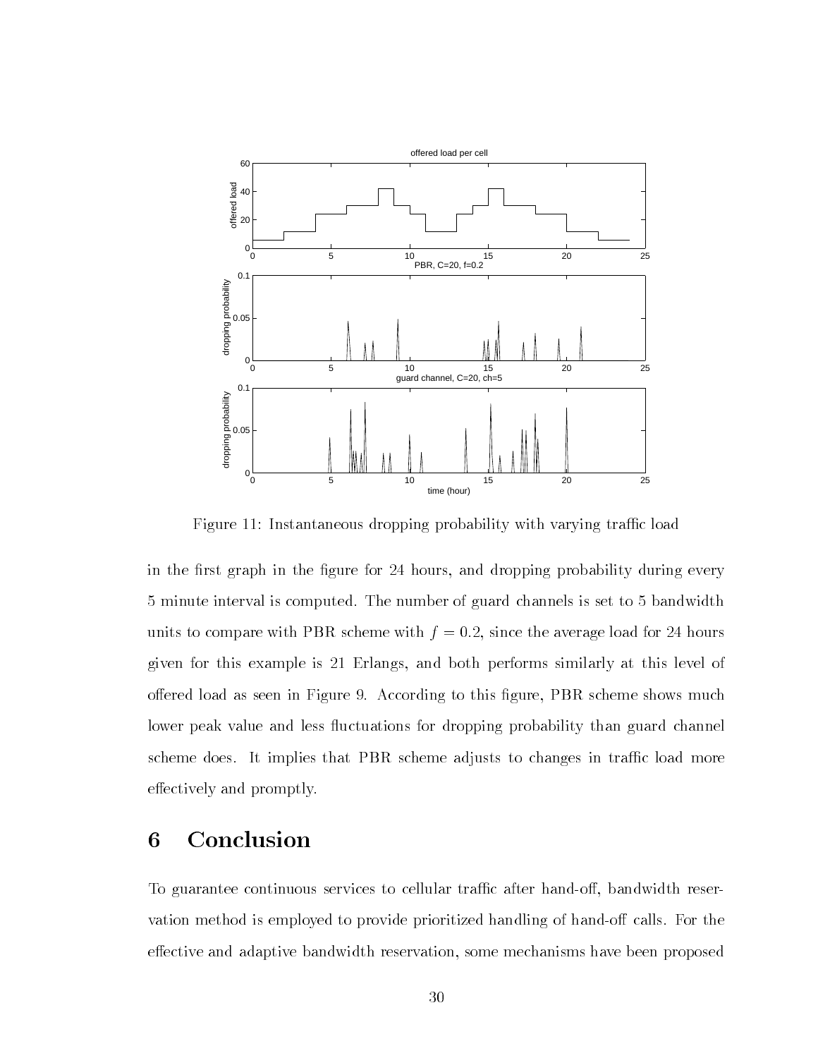Figure 11: Instantaneous dropping probability with varying traffic load

in the first graph in the figure for 24 hours, and dropping probability during every 5 minute interval is computed. The number of guard channels is set to 5 bandwidth units to compare with PBR scheme with $f = 0.2$, since the average load for 24 hours given for this example is 21 Erlangs, and both performs similarly at this level of offered load as seen in Figure 9. According to this figure, PBR scheme shows much lower peak value and less fluctuations for dropping probability than guard channel scheme does. It implies that PBR scheme adjusts to changes in traffic load more effectively and promptly.

# 6 Conclusion

To guarantee continuous services to cellular traffic after hand-off, bandwidth reservation method is employed to provide prioritized handling of hand-off calls. For the effective and adaptive bandwidth reservation, some mechanisms have been proposed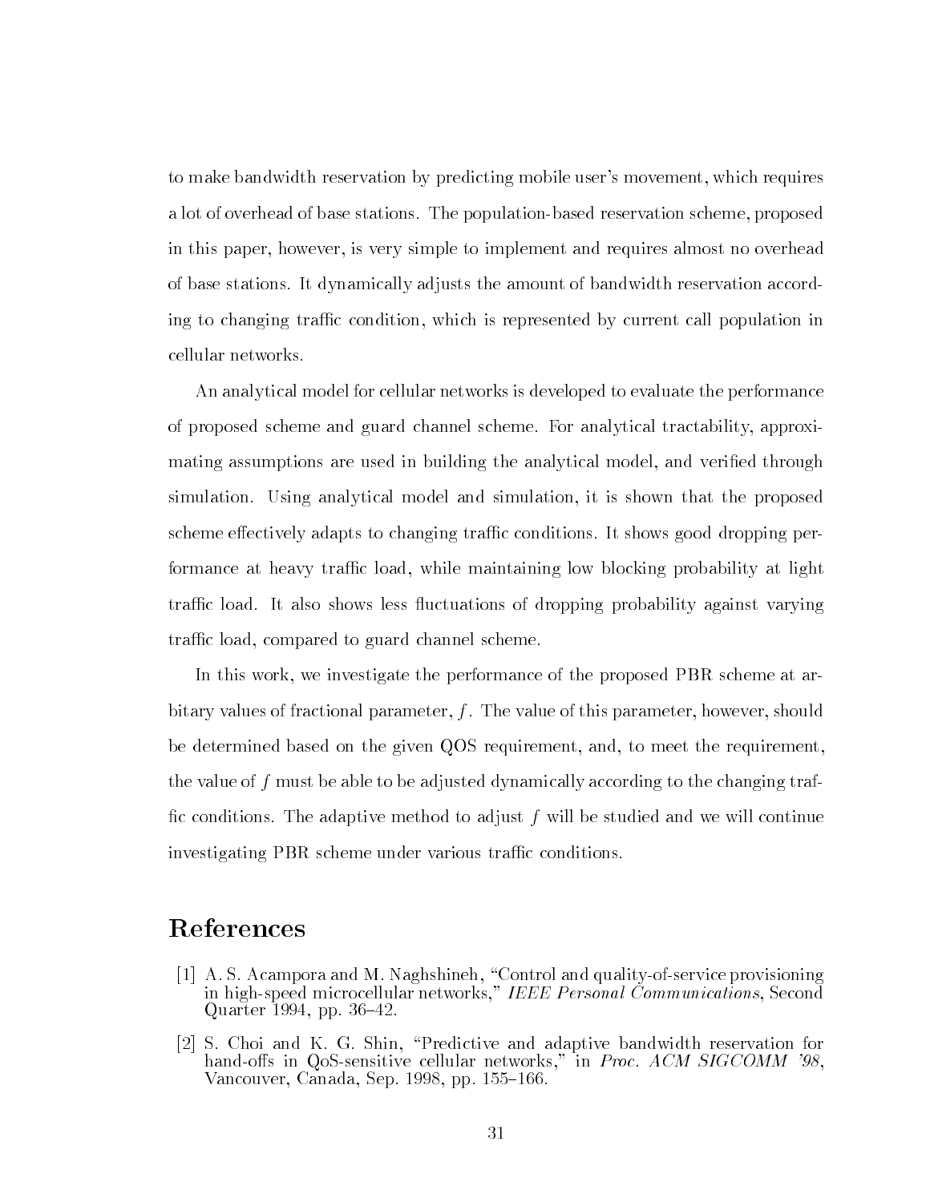to make bandwidth reservation by predicting mobile user's movement, which requires a lot of overhead of base stations. The population-based reservation scheme, proposed in this paper, however, is very simple to implement and requires almost no overhead of base stations. It dynamically adjusts the amount of bandwidth reservation according to changing traffic condition, which is represented by current call population in cellular networks.

An analytical model for cellular networks is developed to evaluate the performance of proposed scheme and guard channel scheme. For analytical tractability, approximating assumptions are used in building the analytical model, and verified through simulation. Using analytical model and simulation, it is shown that the proposed scheme effectively adapts to changing traffic conditions. It shows good dropping performance at heavy traffic load, while maintaining low blocking probability at light traffic load. It also shows less fluctuations of dropping probability against varying traffic load, compared to guard channel scheme.

In this work, we investigate the performance of the proposed PBR scheme at arbitary values of fractional parameter, $f$. The value of this parameter, however, should be determined based on the given QOS requirement, and, to meet the requirement, the value of $f$ must be able to be adjusted dynamically according to the changing traffic conditions. The adaptive method to adjust $f$ will be studied and we will continue investigating PBR scheme under various traffic conditions.

# References

[1] A. S. Acampora and M. Naghshineh, "Control and quality-of-service provisioning in high-speed microcellular networks," *IEEE Personal Communications*, Second Quarter 1994, pp. 36–42.

[2] S. Choi and K. G. Shin, "Predictive and adaptive bandwidth reservation for hand-offs in QoS-sensitive cellular networks," in *Proc. ACM SIGCOMM '98*, Vancouver, Canada, Sep. 1998, pp. 155–166.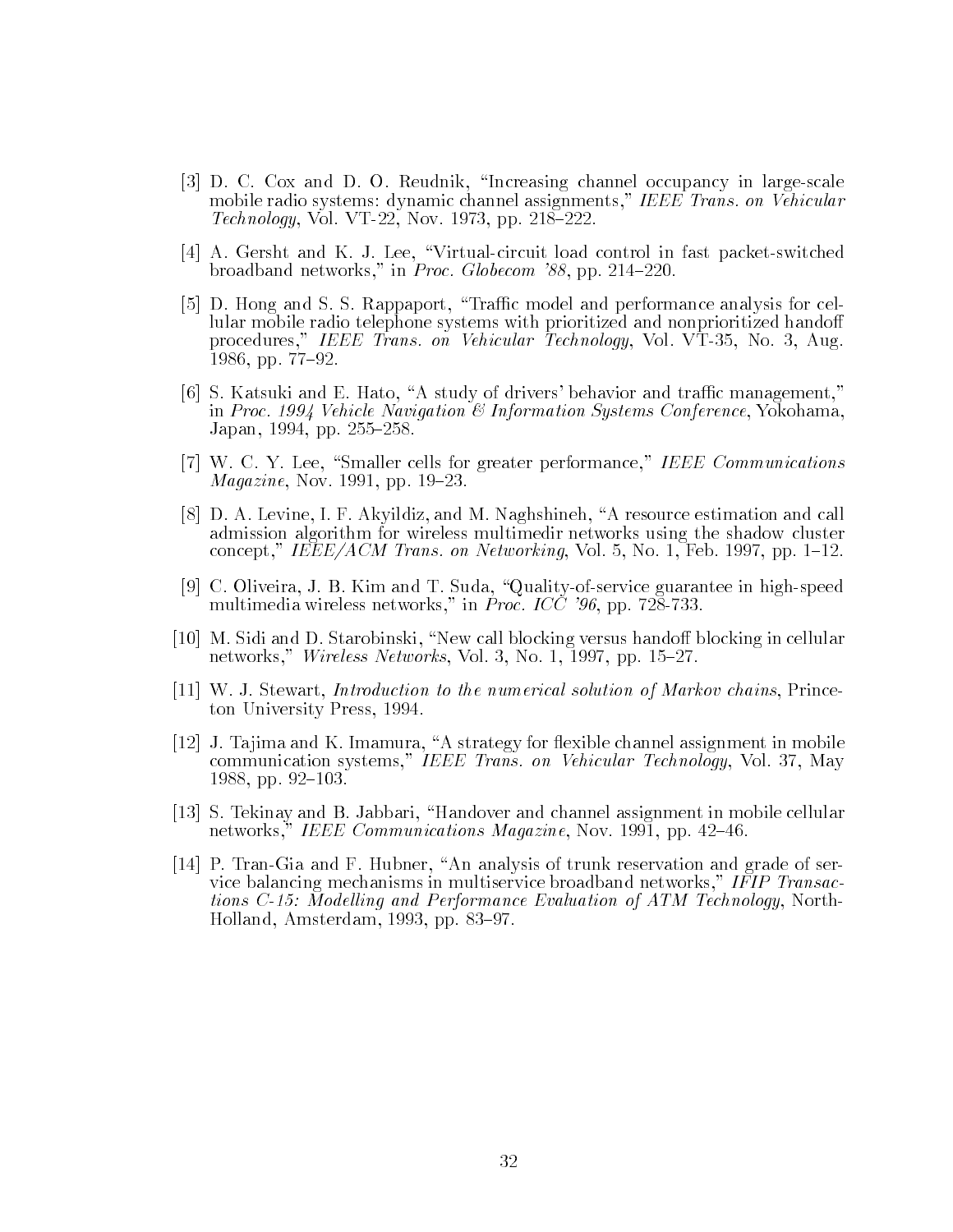[3] D. C. Cox and D. O. Reudnik, "Increasing channel occupancy in large-scale mobile radio systems: dynamic channel assignments," *IEEE Trans. on Vehicular Technology*, Vol. VT-22, Nov. 1973, pp. 218–222.

[4] A. Gersht and K. J. Lee, "Virtual-circuit load control in fast packet-switched broadband networks," in *Proc. Globecom '88*, pp. 214–220.

[5] D. Hong and S. S. Rappaport, "Traffic model and performance analysis for cellular mobile radio telephone systems with prioritized and nonprioritized handoff procedures," *IEEE Trans. on Vehicular Technology*, Vol. VT-35, No. 3, Aug. 1986, pp. 77–92.

[6] S. Katsuki and E. Hato, "A study of drivers' behavior and traffic management," in *Proc. 1994 Vehicle Navigation & Information Systems Conference*, Yokohama, Japan, 1994, pp. 255–258.

[7] W. C. Y. Lee, "Smaller cells for greater performance," *IEEE Communications Magazine*, Nov. 1991, pp. 19–23.

[8] D. A. Levine, I. F. Akyildiz, and M. Naghshineh, "A resource estimation and call admission algorithm for wireless multimedir networks using the shadow cluster concept," *IEEE/ACM Trans. on Networking*, Vol. 5, No. 1, Feb. 1997, pp. 1–12.

[9] C. Oliveira, J. B. Kim and T. Suda, "Quality-of-service guarantee in high-speed multimedia wireless networks," in *Proc. ICC '96*, pp. 728-733.

[10] M. Sidi and D. Starobinski, "New call blocking versus handoff blocking in cellular networks," *Wireless Networks*, Vol. 3, No. 1, 1997, pp. 15–27.

[11] W. J. Stewart, *Introduction to the numerical solution of Markov chains*, Princeton University Press, 1994.

[12] J. Tajima and K. Imamura, "A strategy for flexible channel assignment in mobile communication systems," *IEEE Trans. on Vehicular Technology*, Vol. 37, May 1988, pp. 92–103.

[13] S. Tekinay and B. Jabbari, "Handover and channel assignment in mobile cellular networks," *IEEE Communications Magazine*, Nov. 1991, pp. 42–46.

[14] P. Tran-Gia and F. Hubner, "An analysis of trunk reservation and grade of service balancing mechanisms in multiservice broadband networks," *IFIP Transactions C-15: Modelling and Performance Evaluation of ATM Technology*, North-Holland, Amsterdam, 1993, pp. 83–97.